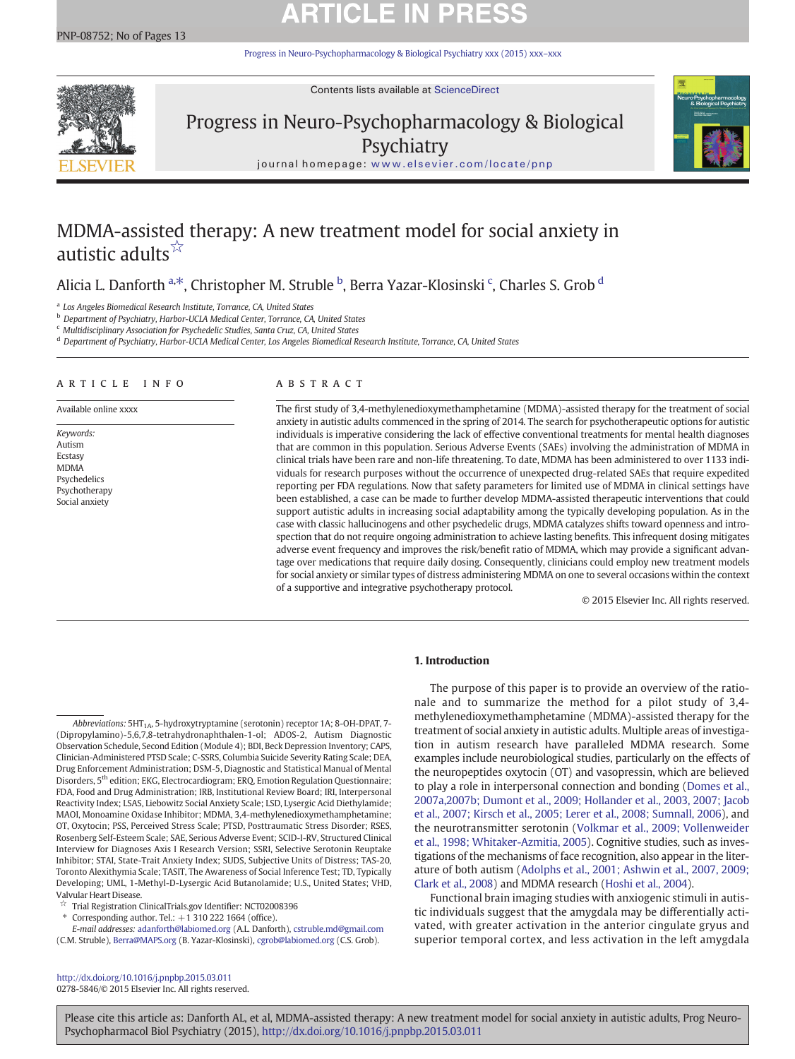# MDMA-assisted therapy: A new treatment model for social anxiety in autistic adults ☆

Alicia L. Danforth [a,*], Christopher M. Struble [b], Berra Yazar-Klosinski [c], Charles S. Grob [d]

[a] Los Angeles Biomedical Research Institute, Torrance, CA, United States
[b] Department of Psychiatry, Harbor-UCLA Medical Center, Torrance, CA, United States
[c] Multidisciplinary Association for Psychedelic Studies, Santa Cruz, CA, United States
[d] Department of Psychiatry, Harbor-UCLA Medical Center, Los Angeles Biomedical Research Institute, Torrance, CA, United States

## ARTICLE INFO

Available online xxxx

*Keywords:*
Autism
Ecstasy
MDMA
Psychedelics
Psychotherapy
Social anxiety

## ABSTRACT

The first study of 3,4-methylenedioxymethamphetamine (MDMA)-assisted therapy for the treatment of social anxiety in autistic adults commenced in the spring of 2014. The search for psychotherapeutic options for autistic individuals is imperative considering the lack of effective conventional treatments for mental health diagnoses that are common in this population. Serious Adverse Events (SAEs) involving the administration of MDMA in clinical trials have been rare and non-life threatening. To date, MDMA has been administered to over 1133 individuals for research purposes without the occurrence of unexpected drug-related SAEs that require expedited reporting per FDA regulations. Now that safety parameters for limited use of MDMA in clinical settings have been established, a case can be made to further develop MDMA-assisted therapeutic interventions that could support autistic adults in increasing social adaptability among the typically developing population. As in the case with classic hallucinogens and other psychedelic drugs, MDMA catalyzes shifts toward openness and introspection that do not require ongoing administration to achieve lasting benefits. This infrequent dosing mitigates adverse event frequency and improves the risk/benefit ratio of MDMA, which may provide a significant advantage over medications that require daily dosing. Consequently, clinicians could employ new treatment models for social anxiety or similar types of distress administering MDMA on one to several occasions within the context of a supportive and integrative psychotherapy protocol.

© 2015 Elsevier Inc. All rights reserved.

## 1. Introduction

The purpose of this paper is to provide an overview of the rationale and to summarize the method for a pilot study of 3,4-methylenedioxymethamphetamine (MDMA)-assisted therapy for the treatment of social anxiety in autistic adults. Multiple areas of investigation in autism research have paralleled MDMA research. Some examples include neurobiological studies, particularly on the effects of the neuropeptides oxytocin (OT) and vasopressin, which are believed to play a role in interpersonal connection and bonding (Domes et al., 2007a,2007b; Dumont et al., 2009; Hollander et al., 2003, 2007; Jacob et al., 2007; Kirsch et al., 2005; Lerer et al., 2008; Sumnall, 2006), and the neurotransmitter serotonin (Volkmar et al., 2009; Vollenweider et al., 1998; Whitaker-Azmitia, 2005). Cognitive studies, such as investigations of the mechanisms of face recognition, also appear in the literature of both autism (Adolphs et al., 2001; Ashwin et al., 2007, 2009; Clark et al., 2008) and MDMA research (Hoshi et al., 2004).

Functional brain imaging studies with anxiogenic stimuli in autistic individuals suggest that the amygdala may be differentially activated, with greater activation in the anterior cingulate gryus and superior temporal cortex, and less activation in the left amygdala

---

*Abbreviations:* $5HT_{1A}$, 5-hydroxytryptamine (serotonin) receptor 1A; 8-OH-DPAT, 7-(Dipropylamino)-5,6,7,8-tetrahydronaphthalen-1-ol; ADOS-2, Autism Diagnostic Observation Schedule, Second Edition (Module 4); BDI, Beck Depression Inventory; CAPS, Clinician-Administered PTSD Scale; C-SSRS, Columbia Suicide Severity Rating Scale; DEA, Drug Enforcement Administration; DSM-5, Diagnostic and Statistical Manual of Mental Disorders, 5th edition; EKG, Electrocardiogram; ERQ, Emotion Regulation Questionnaire; FDA, Food and Drug Administration; IRB, Institutional Review Board; IRI, Interpersonal Reactivity Index; LSAS, Liebowitz Social Anxiety Scale; LSD, Lysergic Acid Diethylamide; MAOI, Monoamine Oxidase Inhibitor; MDMA, 3,4-methylenedioxymethamphetamine; OT, Oxytocin; PSS, Perceived Stress Scale; PTSD, Posttraumatic Stress Disorder; RSES, Rosenberg Self-Esteem Scale; SAE, Serious Adverse Event; SCID-I-RV, Structured Clinical Interview for Diagnoses Axis I Research Version; SSRI, Selective Serotonin Reuptake Inhibitor; STAI, State-Trait Anxiety Index; SUDS, Subjective Units of Distress; TAS-20, Toronto Alexithymia Scale; TASIT, The Awareness of Social Inference Test; TD, Typically Developing; UML, 1-Methyl-D-Lysergic Acid Butanolamide; U.S., United States; VHD, Valvular Heart Disease.

☆ Trial Registration ClinicalTrials.gov Identifier: NCT02008396

\* Corresponding author. Tel.: +1 310 222 1664 (office).
*E-mail addresses:* adanforth@labiomed.org (A.L. Danforth), cstruble.md@gmail.com (C.M. Struble), Berra@MAPS.org (B. Yazar-Klosinski), cgrob@labiomed.org (C.S. Grob).

http://dx.doi.org/10.1016/j.pnpbp.2015.03.011
0278-5846/© 2015 Elsevier Inc. All rights reserved.

Please cite this article as: Danforth AL, et al, MDMA-assisted therapy: A new treatment model for social anxiety in autistic adults, Prog Neuro-Psychopharmacol Biol Psychiatry (2015), http://dx.doi.org/10.1016/j.pnpbp.2015.03.011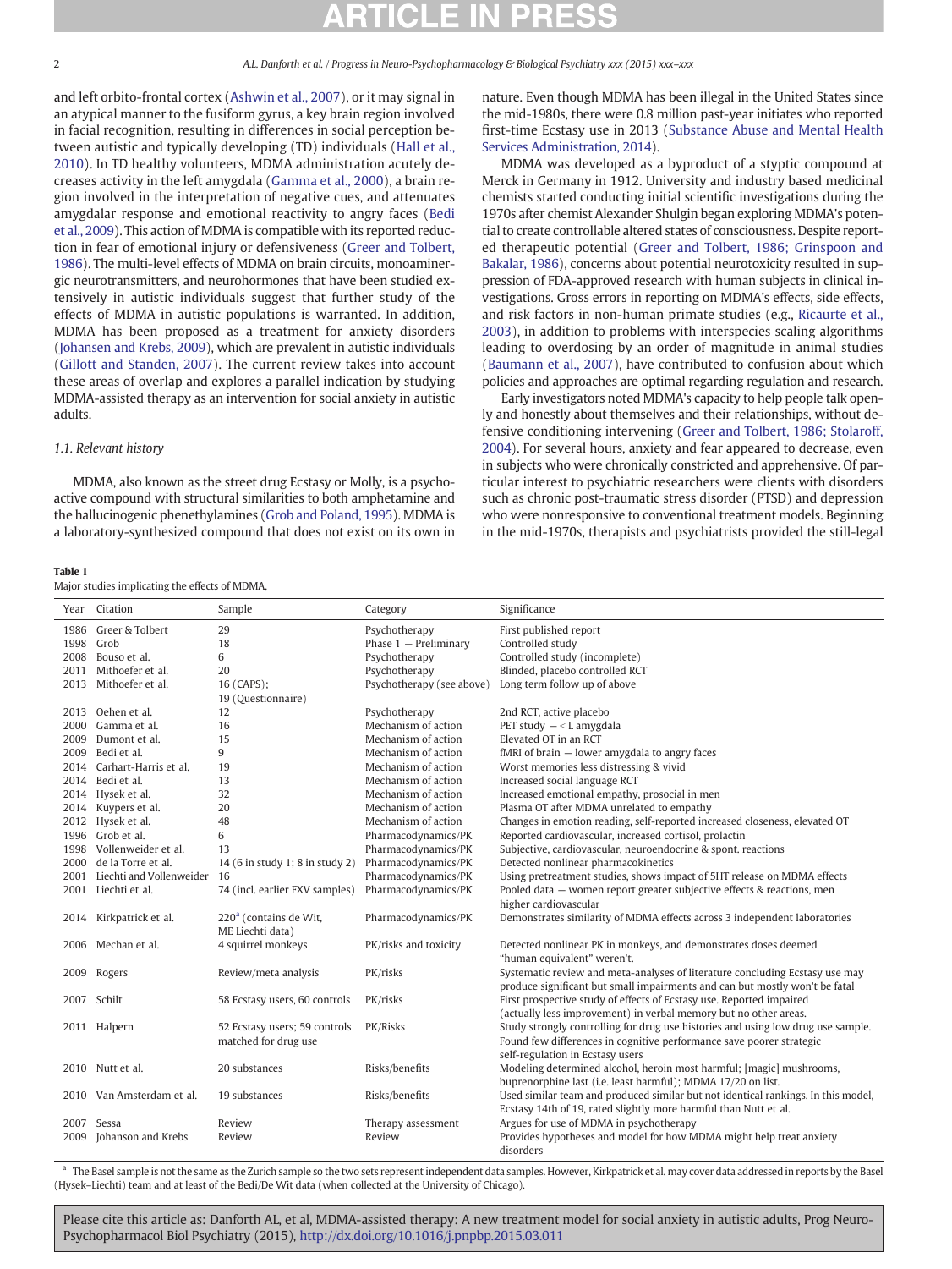and left orbito-frontal cortex (Ashwin et al., 2007), or it may signal in an atypical manner to the fusiform gyrus, a key brain region involved in facial recognition, resulting in differences in social perception between autistic and typically developing (TD) individuals (Hall et al., 2010). In TD healthy volunteers, MDMA administration acutely decreases activity in the left amygdala (Gamma et al., 2000), a brain region involved in the interpretation of negative cues, and attenuates amygdalar response and emotional reactivity to angry faces (Bedi et al., 2009). This action of MDMA is compatible with its reported reduction in fear of emotional injury or defensiveness (Greer and Tolbert, 1986). The multi-level effects of MDMA on brain circuits, monoaminergic neurotransmitters, and neurohormones that have been studied extensively in autistic individuals suggest that further study of the effects of MDMA in autistic populations is warranted. In addition, MDMA has been proposed as a treatment for anxiety disorders (Johansen and Krebs, 2009), which are prevalent in autistic individuals (Gillott and Standen, 2007). The current review takes into account these areas of overlap and explores a parallel indication by studying MDMA-assisted therapy as an intervention for social anxiety in autistic adults.

### 1.1. Relevant history

MDMA, also known as the street drug Ecstasy or Molly, is a psychoactive compound with structural similarities to both amphetamine and the hallucinogenic phenethylamines (Grob and Poland, 1995). MDMA is a laboratory-synthesized compound that does not exist on its own in nature. Even though MDMA has been illegal in the United States since the mid-1980s, there were 0.8 million past-year initiates who reported first-time Ecstasy use in 2013 (Substance Abuse and Mental Health Services Administration, 2014).

MDMA was developed as a byproduct of a styptic compound at Merck in Germany in 1912. University and industry based medicinal chemists started conducting initial scientific investigations during the 1970s after chemist Alexander Shulgin began exploring MDMA's potential to create controllable altered states of consciousness. Despite reported therapeutic potential (Greer and Tolbert, 1986; Grinspoon and Bakalar, 1986), concerns about potential neurotoxicity resulted in suppression of FDA-approved research with human subjects in clinical investigations. Gross errors in reporting on MDMA's effects, side effects, and risk factors in non-human primate studies (e.g., Ricaurte et al., 2003), in addition to problems with interspecies scaling algorithms leading to overdosing by an order of magnitude in animal studies (Baumann et al., 2007), have contributed to confusion about which policies and approaches are optimal regarding regulation and research.

Early investigators noted MDMA's capacity to help people talk openly and honestly about themselves and their relationships, without defensive conditioning intervening (Greer and Tolbert, 1986; Stolaroff, 2004). For several hours, anxiety and fear appeared to decrease, even in subjects who were chronically constricted and apprehensive. Of particular interest to psychiatric researchers were clients with disorders such as chronic post-traumatic stress disorder (PTSD) and depression who were nonresponsive to conventional treatment models. Beginning in the mid-1970s, therapists and psychiatrists provided the still-legal

**Table 1**
Major studies implicating the effects of MDMA.

| Year | Citation | Sample | Category | Significance |
|---|---|---|---|---|
| 1986 | Greer & Tolbert | 29 | Psychotherapy | First published report |
| 1998 | Grob | 18 | Phase 1 — Preliminary | Controlled study |
| 2008 | Bouso et al. | 6 | Psychotherapy | Controlled study (incomplete) |
| 2011 | Mithoefer et al. | 20 | Psychotherapy | Blinded, placebo controlled RCT |
| 2013 | Mithoefer et al. | 16 (CAPS); 19 (Questionnaire) | Psychotherapy (see above) | Long term follow up of above |
| 2013 | Oehen et al. | 12 | Psychotherapy | 2nd RCT, active placebo |
| 2000 | Gamma et al. | 16 | Mechanism of action | PET study — < L amygdala |
| 2009 | Dumont et al. | 15 | Mechanism of action | Elevated OT in an RCT |
| 2009 | Bedi et al. | 9 | Mechanism of action | fMRI of brain — lower amygdala to angry faces |
| 2014 | Carhart-Harris et al. | 19 | Mechanism of action | Worst memories less distressing & vivid |
| 2014 | Bedi et al. | 13 | Mechanism of action | Increased social language RCT |
| 2014 | Hysek et al. | 32 | Mechanism of action | Increased emotional empathy, prosocial in men |
| 2014 | Kuypers et al. | 20 | Mechanism of action | Plasma OT after MDMA unrelated to empathy |
| 2012 | Hysek et al. | 48 | Mechanism of action | Changes in emotion reading, self-reported increased closeness, elevated OT |
| 1996 | Grob et al. | 6 | Pharmacodynamics/PK | Reported cardiovascular, increased cortisol, prolactin |
| 1998 | Vollenweider et al. | 13 | Pharmacodynamics/PK | Subjective, cardiovascular, neuroendocrine & spont. reactions |
| 2000 | de la Torre et al. | 14 (6 in study 1; 8 in study 2) | Pharmacodynamics/PK | Detected nonlinear pharmacokinetics |
| 2001 | Liechti and Vollenweider | 16 | Pharmacodynamics/PK | Using pretreatment studies, shows impact of 5HT release on MDMA effects |
| 2001 | Liechti et al. | 74 (incl. earlier FXV samples) | Pharmacodynamics/PK | Pooled data — women report greater subjective effects & reactions, men higher cardiovascular |
| 2014 | Kirkpatrick et al. | 220[a] (contains de Wit, ME Liechti data) | Pharmacodynamics/PK | Demonstrates similarity of MDMA effects across 3 independent laboratories |
| 2006 | Mechan et al. | 4 squirrel monkeys | PK/risks and toxicity | Detected nonlinear PK in monkeys, and demonstrates doses deemed "human equivalent" weren't. |
| 2009 | Rogers | Review/meta analysis | PK/risks | Systematic review and meta-analyses of literature concluding Ecstasy use may produce significant but small impairments and can but mostly won't be fatal |
| 2007 | Schilt | 58 Ecstasy users, 60 controls | PK/risks | First prospective study of effects of Ecstasy use. Reported impaired (actually less improvement) in verbal memory but no other areas. |
| 2011 | Halpern | 52 Ecstasy users; 59 controls matched for drug use | PK/Risks | Study strongly controlling for drug use histories and using low drug use sample. Found few differences in cognitive performance save poorer strategic self-regulation in Ecstasy users |
| 2010 | Nutt et al. | 20 substances | Risks/benefits | Modeling determined alcohol, heroin most harmful; [magic] mushrooms, buprenorphine last (i.e. least harmful); MDMA 17/20 on list. |
| 2010 | Van Amsterdam et al. | 19 substances | Risks/benefits | Used similar team and produced similar but not identical rankings. In this model, Ecstasy 14th of 19, rated slightly more harmful than Nutt et al. |
| 2007 | Sessa | Review | Therapy assessment | Argues for use of MDMA in psychotherapy |
| 2009 | Johanson and Krebs | Review | Review | Provides hypotheses and model for how MDMA might help treat anxiety disorders |

[a] The Basel sample is not the same as the Zurich sample so the two sets represent independent data samples. However, Kirkpatrick et al. may cover data addressed in reports by the Basel (Hysek–Liechti) team and at least of the Bedi/De Wit data (when collected at the University of Chicago).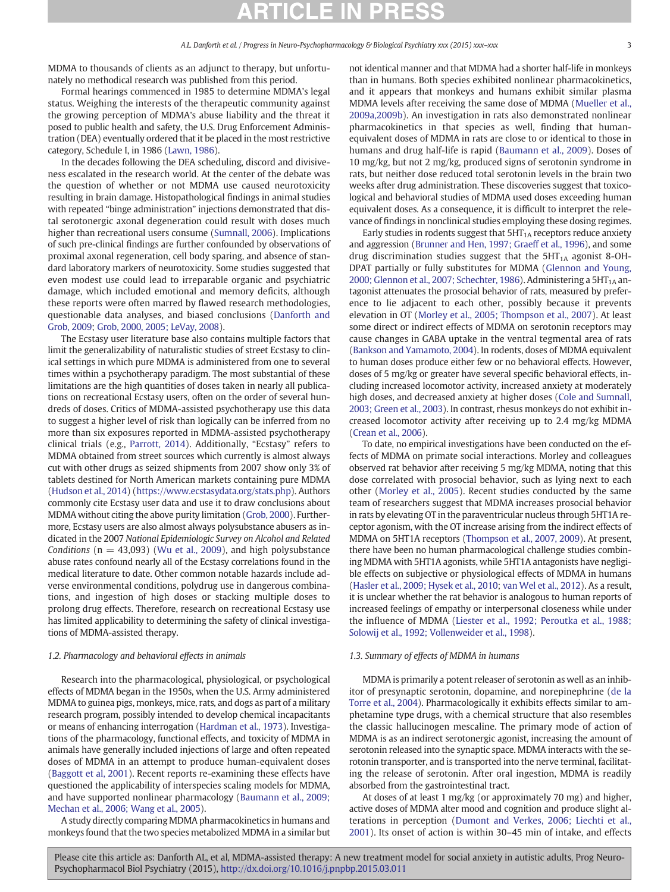MDMA to thousands of clients as an adjunct to therapy, but unfortunately no methodical research was published from this period.

Formal hearings commenced in 1985 to determine MDMA's legal status. Weighing the interests of the therapeutic community against the growing perception of MDMA's abuse liability and the threat it posed to public health and safety, the U.S. Drug Enforcement Administration (DEA) eventually ordered that it be placed in the most restrictive category, Schedule I, in 1986 (Lawn, 1986).

In the decades following the DEA scheduling, discord and divisiveness escalated in the research world. At the center of the debate was the question of whether or not MDMA use caused neurotoxicity resulting in brain damage. Histopathological findings in animal studies with repeated "binge administration" injections demonstrated that distal serotonergic axonal degeneration could result with doses much higher than recreational users consume (Sumnall, 2006). Implications of such pre-clinical findings are further confounded by observations of proximal axonal regeneration, cell body sparing, and absence of standard laboratory markers of neurotoxicity. Some studies suggested that even modest use could lead to irreparable organic and psychiatric damage, which included emotional and memory deficits, although these reports were often marred by flawed research methodologies, questionable data analyses, and biased conclusions (Danforth and Grob, 2009; Grob, 2000, 2005; LeVay, 2008).

The Ecstasy user literature base also contains multiple factors that limit the generalizability of naturalistic studies of street Ecstasy to clinical settings in which pure MDMA is administered from one to several times within a psychotherapy paradigm. The most substantial of these limitations are the high quantities of doses taken in nearly all publications on recreational Ecstasy users, often on the order of several hundreds of doses. Critics of MDMA-assisted psychotherapy use this data to suggest a higher level of risk than logically can be inferred from no more than six exposures reported in MDMA-assisted psychotherapy clinical trials (e.g., Parrott, 2014). Additionally, "Ecstasy" refers to MDMA obtained from street sources which currently is almost always cut with other drugs as seized shipments from 2007 show only 3% of tablets destined for North American markets containing pure MDMA (Hudson et al., 2014) (https://www.ecstasydata.org/stats.php). Authors commonly cite Ecstasy user data and use it to draw conclusions about MDMA without citing the above purity limitation (Grob, 2000). Furthermore, Ecstasy users are also almost always polysubstance abusers as indicated in the 2007 *National Epidemiologic Survey on Alcohol and Related Conditions* (n = 43,093) (Wu et al., 2009), and high polysubstance abuse rates confound nearly all of the Ecstasy correlations found in the medical literature to date. Other common notable hazards include adverse environmental conditions, polydrug use in dangerous combinations, and ingestion of high doses or stacking multiple doses to prolong drug effects. Therefore, research on recreational Ecstasy use has limited applicability to determining the safety of clinical investigations of MDMA-assisted therapy.

### 1.2. Pharmacology and behavioral effects in animals

Research into the pharmacological, physiological, or psychological effects of MDMA began in the 1950s, when the U.S. Army administered MDMA to guinea pigs, monkeys, mice, rats, and dogs as part of a military research program, possibly intended to develop chemical incapacitants or means of enhancing interrogation (Hardman et al., 1973). Investigations of the pharmacology, functional effects, and toxicity of MDMA in animals have generally included injections of large and often repeated doses of MDMA in an attempt to produce human-equivalent doses (Baggott et al, 2001). Recent reports re-examining these effects have questioned the applicability of interspecies scaling models for MDMA, and have supported nonlinear pharmacology (Baumann et al., 2009; Mechan et al., 2006; Wang et al., 2005).

A study directly comparing MDMA pharmacokinetics in humans and monkeys found that the two species metabolized MDMA in a similar but not identical manner and that MDMA had a shorter half-life in monkeys than in humans. Both species exhibited nonlinear pharmacokinetics, and it appears that monkeys and humans exhibit similar plasma MDMA levels after receiving the same dose of MDMA (Mueller et al., 2009a,2009b). An investigation in rats also demonstrated nonlinear pharmacokinetics in that species as well, finding that human-equivalent doses of MDMA in rats are close to or identical to those in humans and drug half-life is rapid (Baumann et al., 2009). Doses of 10 mg/kg, but not 2 mg/kg, produced signs of serotonin syndrome in rats, but neither dose reduced total serotonin levels in the brain two weeks after drug administration. These discoveries suggest that toxicological and behavioral studies of MDMA used doses exceeding human equivalent doses. As a consequence, it is difficult to interpret the relevance of findings in nonclinical studies employing these dosing regimes.

Early studies in rodents suggest that $5HT_{1A}$ receptors reduce anxiety and aggression (Brunner and Hen, 1997; Graeff et al., 1996), and some drug discrimination studies suggest that the $5HT_{1A}$ agonist 8-OH-DPAT partially or fully substitutes for MDMA (Glennon and Young, 2000; Glennon et al., 2007; Schechter, 1986). Administering a $5HT_{1A}$ antagonist attenuates the prosocial behavior of rats, measured by preference to lie adjacent to each other, possibly because it prevents elevation in OT (Morley et al., 2005; Thompson et al., 2007). At least some direct or indirect effects of MDMA on serotonin receptors may cause changes in GABA uptake in the ventral tegmental area of rats (Bankson and Yamamoto, 2004). In rodents, doses of MDMA equivalent to human doses produce either few or no behavioral effects. However, doses of 5 mg/kg or greater have several specific behavioral effects, including increased locomotor activity, increased anxiety at moderately high doses, and decreased anxiety at higher doses (Cole and Sumnall, 2003; Green et al., 2003). In contrast, rhesus monkeys do not exhibit increased locomotor activity after receiving up to 2.4 mg/kg MDMA (Crean et al., 2006).

To date, no empirical investigations have been conducted on the effects of MDMA on primate social interactions. Morley and colleagues observed rat behavior after receiving 5 mg/kg MDMA, noting that this dose correlated with prosocial behavior, such as lying next to each other (Morley et al., 2005). Recent studies conducted by the same team of researchers suggest that MDMA increases prosocial behavior in rats by elevating OT in the paraventricular nucleus through 5HT1A receptor agonism, with the OT increase arising from the indirect effects of MDMA on 5HT1A receptors (Thompson et al., 2007, 2009). At present, there have been no human pharmacological challenge studies combining MDMA with 5HT1A agonists, while 5HT1A antagonists have negligible effects on subjective or physiological effects of MDMA in humans (Hasler et al., 2009; Hysek et al., 2010; van Wel et al., 2012). As a result, it is unclear whether the rat behavior is analogous to human reports of increased feelings of empathy or interpersonal closeness while under the influence of MDMA (Liester et al., 1992; Peroutka et al., 1988; Solowij et al., 1992; Vollenweider et al., 1998).

### 1.3. Summary of effects of MDMA in humans

MDMA is primarily a potent releaser of serotonin as well as an inhibitor of presynaptic serotonin, dopamine, and norepinephrine (de la Torre et al., 2004). Pharmacologically it exhibits effects similar to amphetamine type drugs, with a chemical structure that also resembles the classic hallucinogen mescaline. The primary mode of action of MDMA is as an indirect serotonergic agonist, increasing the amount of serotonin released into the synaptic space. MDMA interacts with the serotonin transporter, and is transported into the nerve terminal, facilitating the release of serotonin. After oral ingestion, MDMA is readily absorbed from the gastrointestinal tract.

At doses of at least 1 mg/kg (or approximately 70 mg) and higher, active doses of MDMA alter mood and cognition and produce slight alterations in perception (Dumont and Verkes, 2006; Liechti et al., 2001). Its onset of action is within 30–45 min of intake, and effects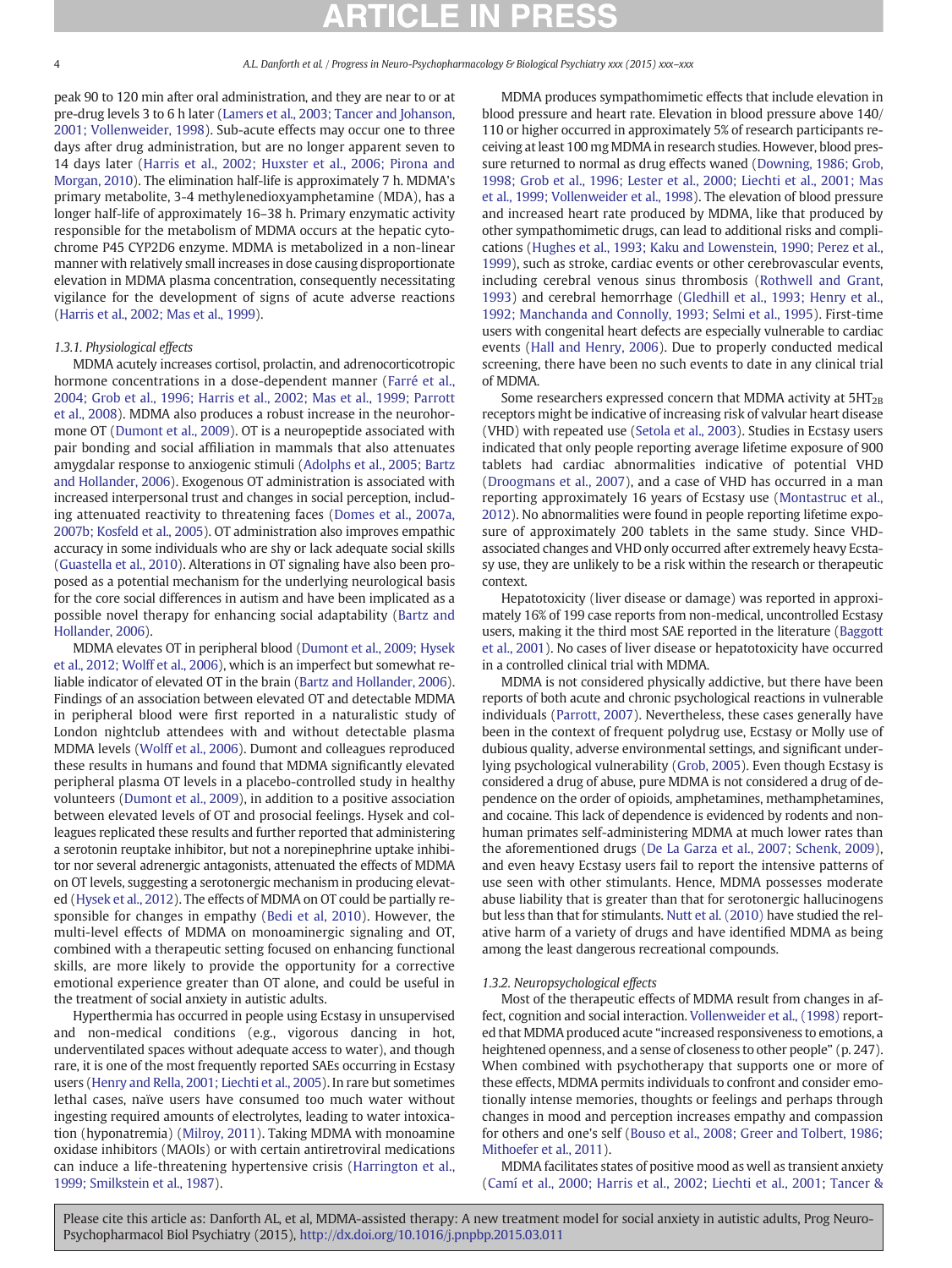peak 90 to 120 min after oral administration, and they are near to or at pre-drug levels 3 to 6 h later (Lamers et al., 2003; Tancer and Johanson, 2001; Vollenweider, 1998). Sub-acute effects may occur one to three days after drug administration, but are no longer apparent seven to 14 days later (Harris et al., 2002; Huxster et al., 2006; Pirona and Morgan, 2010). The elimination half-life is approximately 7 h. MDMA's primary metabolite, 3-4 methylenedioxyamphetamine (MDA), has a longer half-life of approximately 16–38 h. Primary enzymatic activity responsible for the metabolism of MDMA occurs at the hepatic cytochrome P45 CYP2D6 enzyme. MDMA is metabolized in a non-linear manner with relatively small increases in dose causing disproportionate elevation in MDMA plasma concentration, consequently necessitating vigilance for the development of signs of acute adverse reactions (Harris et al., 2002; Mas et al., 1999).

### 1.3.1. Physiological effects

MDMA acutely increases cortisol, prolactin, and adrenocorticotropic hormone concentrations in a dose-dependent manner (Farré et al., 2004; Grob et al., 1996; Harris et al., 2002; Mas et al., 1999; Parrott et al., 2008). MDMA also produces a robust increase in the neurohormone OT (Dumont et al., 2009). OT is a neuropeptide associated with pair bonding and social affiliation in mammals that also attenuates amygdalar response to anxiogenic stimuli (Adolphs et al., 2005; Bartz and Hollander, 2006). Exogenous OT administration is associated with increased interpersonal trust and changes in social perception, including attenuated reactivity to threatening faces (Domes et al., 2007a, 2007b; Kosfeld et al., 2005). OT administration also improves empathic accuracy in some individuals who are shy or lack adequate social skills (Guastella et al., 2010). Alterations in OT signaling have also been proposed as a potential mechanism for the underlying neurological basis for the core social differences in autism and have been implicated as a possible novel therapy for enhancing social adaptability (Bartz and Hollander, 2006).

MDMA elevates OT in peripheral blood (Dumont et al., 2009; Hysek et al., 2012; Wolff et al., 2006), which is an imperfect but somewhat reliable indicator of elevated OT in the brain (Bartz and Hollander, 2006). Findings of an association between elevated OT and detectable MDMA in peripheral blood were first reported in a naturalistic study of London nightclub attendees with and without detectable plasma MDMA levels (Wolff et al., 2006). Dumont and colleagues reproduced these results in humans and found that MDMA significantly elevated peripheral plasma OT levels in a placebo-controlled study in healthy volunteers (Dumont et al., 2009), in addition to a positive association between elevated levels of OT and prosocial feelings. Hysek and colleagues replicated these results and further reported that administering a serotonin reuptake inhibitor, but not a norepinephrine uptake inhibitor nor several adrenergic antagonists, attenuated the effects of MDMA on OT levels, suggesting a serotonergic mechanism in producing elevated (Hysek et al., 2012). The effects of MDMA on OT could be partially responsible for changes in empathy (Bedi et al, 2010). However, the multi-level effects of MDMA on monoaminergic signaling and OT, combined with a therapeutic setting focused on enhancing functional skills, are more likely to provide the opportunity for a corrective emotional experience greater than OT alone, and could be useful in the treatment of social anxiety in autistic adults.

Hyperthermia has occurred in people using Ecstasy in unsupervised and non-medical conditions (e.g., vigorous dancing in hot, underventilated spaces without adequate access to water), and though rare, it is one of the most frequently reported SAEs occurring in Ecstasy users (Henry and Rella, 2001; Liechti et al., 2005). In rare but sometimes lethal cases, naïve users have consumed too much water without ingesting required amounts of electrolytes, leading to water intoxication (hyponatremia) (Milroy, 2011). Taking MDMA with monoamine oxidase inhibitors (MAOIs) or with certain antiretroviral medications can induce a life-threatening hypertensive crisis (Harrington et al., 1999; Smilkstein et al., 1987).

MDMA produces sympathomimetic effects that include elevation in blood pressure and heart rate. Elevation in blood pressure above 140/110 or higher occurred in approximately 5% of research participants receiving at least 100 mg MDMA in research studies. However, blood pressure returned to normal as drug effects waned (Downing, 1986; Grob, 1998; Grob et al., 1996; Lester et al., 2000; Liechti et al., 2001; Mas et al., 1999; Vollenweider et al., 1998). The elevation of blood pressure and increased heart rate produced by MDMA, like that produced by other sympathomimetic drugs, can lead to additional risks and complications (Hughes et al., 1993; Kaku and Lowenstein, 1990; Perez et al., 1999), such as stroke, cardiac events or other cerebrovascular events, including cerebral venous sinus thrombosis (Rothwell and Grant, 1993) and cerebral hemorrhage (Gledhill et al., 1993; Henry et al., 1992; Manchanda and Connolly, 1993; Selmi et al., 1995). First-time users with congenital heart defects are especially vulnerable to cardiac events (Hall and Henry, 2006). Due to properly conducted medical screening, there have been no such events to date in any clinical trial of MDMA.

Some researchers expressed concern that MDMA activity at $5HT_{2B}$ receptors might be indicative of increasing risk of valvular heart disease (VHD) with repeated use (Setola et al., 2003). Studies in Ecstasy users indicated that only people reporting average lifetime exposure of 900 tablets had cardiac abnormalities indicative of potential VHD (Droogmans et al., 2007), and a case of VHD has occurred in a man reporting approximately 16 years of Ecstasy use (Montastruc et al., 2012). No abnormalities were found in people reporting lifetime exposure of approximately 200 tablets in the same study. Since VHD-associated changes and VHD only occurred after extremely heavy Ecstasy use, they are unlikely to be a risk within the research or therapeutic context.

Hepatotoxicity (liver disease or damage) was reported in approximately 16% of 199 case reports from non-medical, uncontrolled Ecstasy users, making it the third most SAE reported in the literature (Baggott et al., 2001). No cases of liver disease or hepatotoxicity have occurred in a controlled clinical trial with MDMA.

MDMA is not considered physically addictive, but there have been reports of both acute and chronic psychological reactions in vulnerable individuals (Parrott, 2007). Nevertheless, these cases generally have been in the context of frequent polydrug use, Ecstasy or Molly use of dubious quality, adverse environmental settings, and significant underlying psychological vulnerability (Grob, 2005). Even though Ecstasy is considered a drug of abuse, pure MDMA is not considered a drug of dependence on the order of opioids, amphetamines, methamphetamines, and cocaine. This lack of dependence is evidenced by rodents and non-human primates self-administering MDMA at much lower rates than the aforementioned drugs (De La Garza et al., 2007; Schenk, 2009), and even heavy Ecstasy users fail to report the intensive patterns of use seen with other stimulants. Hence, MDMA possesses moderate abuse liability that is greater than that for serotonergic hallucinogens but less than that for stimulants. Nutt et al. (2010) have studied the relative harm of a variety of drugs and have identified MDMA as being among the least dangerous recreational compounds.

### 1.3.2. Neuropsychological effects

Most of the therapeutic effects of MDMA result from changes in affect, cognition and social interaction. Vollenweider et al., (1998) reported that MDMA produced acute "increased responsiveness to emotions, a heightened openness, and a sense of closeness to other people" (p. 247). When combined with psychotherapy that supports one or more of these effects, MDMA permits individuals to confront and consider emotionally intense memories, thoughts or feelings and perhaps through changes in mood and perception increases empathy and compassion for others and one's self (Bouso et al., 2008; Greer and Tolbert, 1986; Mithoefer et al., 2011).

MDMA facilitates states of positive mood as well as transient anxiety (Camí et al., 2000; Harris et al., 2002; Liechti et al., 2001; Tancer &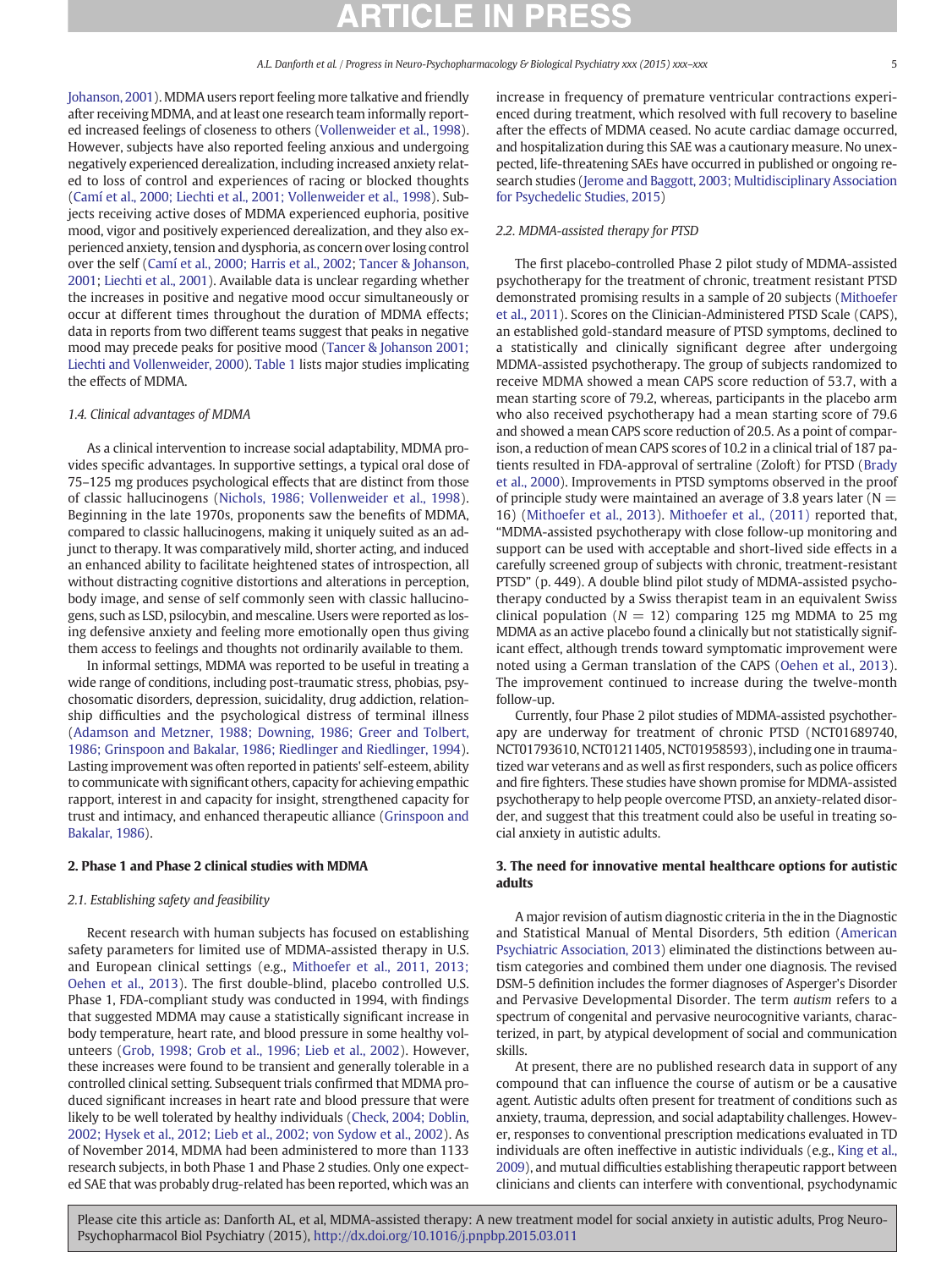Johanson, 2001). MDMA users report feeling more talkative and friendly after receiving MDMA, and at least one research team informally reported increased feelings of closeness to others (Vollenweider et al., 1998). However, subjects have also reported feeling anxious and undergoing negatively experienced derealization, including increased anxiety related to loss of control and experiences of racing or blocked thoughts (Camí et al., 2000; Liechti et al., 2001; Vollenweider et al., 1998). Subjects receiving active doses of MDMA experienced euphoria, positive mood, vigor and positively experienced derealization, and they also experienced anxiety, tension and dysphoria, as concern over losing control over the self (Camí et al., 2000; Harris et al., 2002; Tancer & Johanson, 2001; Liechti et al., 2001). Available data is unclear regarding whether the increases in positive and negative mood occur simultaneously or occur at different times throughout the duration of MDMA effects; data in reports from two different teams suggest that peaks in negative mood may precede peaks for positive mood (Tancer & Johanson 2001; Liechti and Vollenweider, 2000). Table 1 lists major studies implicating the effects of MDMA.

### 1.4. Clinical advantages of MDMA

As a clinical intervention to increase social adaptability, MDMA provides specific advantages. In supportive settings, a typical oral dose of 75–125 mg produces psychological effects that are distinct from those of classic hallucinogens (Nichols, 1986; Vollenweider et al., 1998). Beginning in the late 1970s, proponents saw the benefits of MDMA, compared to classic hallucinogens, making it uniquely suited as an adjunct to therapy. It was comparatively mild, shorter acting, and induced an enhanced ability to facilitate heightened states of introspection, all without distracting cognitive distortions and alterations in perception, body image, and sense of self commonly seen with classic hallucinogens, such as LSD, psilocybin, and mescaline. Users were reported as losing defensive anxiety and feeling more emotionally open thus giving them access to feelings and thoughts not ordinarily available to them.

In informal settings, MDMA was reported to be useful in treating a wide range of conditions, including post-traumatic stress, phobias, psychosomatic disorders, depression, suicidality, drug addiction, relationship difficulties and the psychological distress of terminal illness (Adamson and Metzner, 1988; Downing, 1986; Greer and Tolbert, 1986; Grinspoon and Bakalar, 1986; Riedlinger and Riedlinger, 1994). Lasting improvement was often reported in patients' self-esteem, ability to communicate with significant others, capacity for achieving empathic rapport, interest in and capacity for insight, strengthened capacity for trust and intimacy, and enhanced therapeutic alliance (Grinspoon and Bakalar, 1986).

## 2. Phase 1 and Phase 2 clinical studies with MDMA

### 2.1. Establishing safety and feasibility

Recent research with human subjects has focused on establishing safety parameters for limited use of MDMA-assisted therapy in U.S. and European clinical settings (e.g., Mithoefer et al., 2011, 2013; Oehen et al., 2013). The first double-blind, placebo controlled U.S. Phase 1, FDA-compliant study was conducted in 1994, with findings that suggested MDMA may cause a statistically significant increase in body temperature, heart rate, and blood pressure in some healthy volunteers (Grob, 1998; Grob et al., 1996; Lieb et al., 2002). However, these increases were found to be transient and generally tolerable in a controlled clinical setting. Subsequent trials confirmed that MDMA produced significant increases in heart rate and blood pressure that were likely to be well tolerated by healthy individuals (Check, 2004; Doblin, 2002; Hysek et al., 2012; Lieb et al., 2002; von Sydow et al., 2002). As of November 2014, MDMA had been administered to more than 1133 research subjects, in both Phase 1 and Phase 2 studies. Only one expected SAE that was probably drug-related has been reported, which was an increase in frequency of premature ventricular contractions experienced during treatment, which resolved with full recovery to baseline after the effects of MDMA ceased. No acute cardiac damage occurred, and hospitalization during this SAE was a cautionary measure. No unexpected, life-threatening SAEs have occurred in published or ongoing research studies (Jerome and Baggott, 2003; Multidisciplinary Association for Psychedelic Studies, 2015)

### 2.2. MDMA-assisted therapy for PTSD

The first placebo-controlled Phase 2 pilot study of MDMA-assisted psychotherapy for the treatment of chronic, treatment resistant PTSD demonstrated promising results in a sample of 20 subjects (Mithoefer et al., 2011). Scores on the Clinician-Administered PTSD Scale (CAPS), an established gold-standard measure of PTSD symptoms, declined to a statistically and clinically significant degree after undergoing MDMA-assisted psychotherapy. The group of subjects randomized to receive MDMA showed a mean CAPS score reduction of 53.7, with a mean starting score of 79.2, whereas, participants in the placebo arm who also received psychotherapy had a mean starting score of 79.6 and showed a mean CAPS score reduction of 20.5. As a point of comparison, a reduction of mean CAPS scores of 10.2 in a clinical trial of 187 patients resulted in FDA-approval of sertraline (Zoloft) for PTSD (Brady et al., 2000). Improvements in PTSD symptoms observed in the proof of principle study were maintained an average of 3.8 years later ($N = 16$) (Mithoefer et al., 2013). Mithoefer et al., (2011) reported that, "MDMA-assisted psychotherapy with close follow-up monitoring and support can be used with acceptable and short-lived side effects in a carefully screened group of subjects with chronic, treatment-resistant PTSD" (p. 449). A double blind pilot study of MDMA-assisted psychotherapy conducted by a Swiss therapist team in an equivalent Swiss clinical population ($N = 12$) comparing 125 mg MDMA to 25 mg MDMA as an active placebo found a clinically but not statistically significant effect, although trends toward symptomatic improvement were noted using a German translation of the CAPS (Oehen et al., 2013). The improvement continued to increase during the twelve-month follow-up.

Currently, four Phase 2 pilot studies of MDMA-assisted psychotherapy are underway for treatment of chronic PTSD (NCT01689740, NCT01793610, NCT01211405, NCT01958593), including one in traumatized war veterans and as well as first responders, such as police officers and fire fighters. These studies have shown promise for MDMA-assisted psychotherapy to help people overcome PTSD, an anxiety-related disorder, and suggest that this treatment could also be useful in treating social anxiety in autistic adults.

## 3. The need for innovative mental healthcare options for autistic adults

A major revision of autism diagnostic criteria in the in the Diagnostic and Statistical Manual of Mental Disorders, 5th edition (American Psychiatric Association, 2013) eliminated the distinctions between autism categories and combined them under one diagnosis. The revised DSM-5 definition includes the former diagnoses of Asperger's Disorder and Pervasive Developmental Disorder. The term *autism* refers to a spectrum of congenital and pervasive neurocognitive variants, characterized, in part, by atypical development of social and communication skills.

At present, there are no published research data in support of any compound that can influence the course of autism or be a causative agent. Autistic adults often present for treatment of conditions such as anxiety, trauma, depression, and social adaptability challenges. However, responses to conventional prescription medications evaluated in TD individuals are often ineffective in autistic individuals (e.g., King et al., 2009), and mutual difficulties establishing therapeutic rapport between clinicians and clients can interfere with conventional, psychodynamic

Please cite this article as: Danforth AL, et al, MDMA-assisted therapy: A new treatment model for social anxiety in autistic adults, Prog Neuro-Psychopharmacol Biol Psychiatry (2015), http://dx.doi.org/10.1016/j.pnpbp.2015.03.011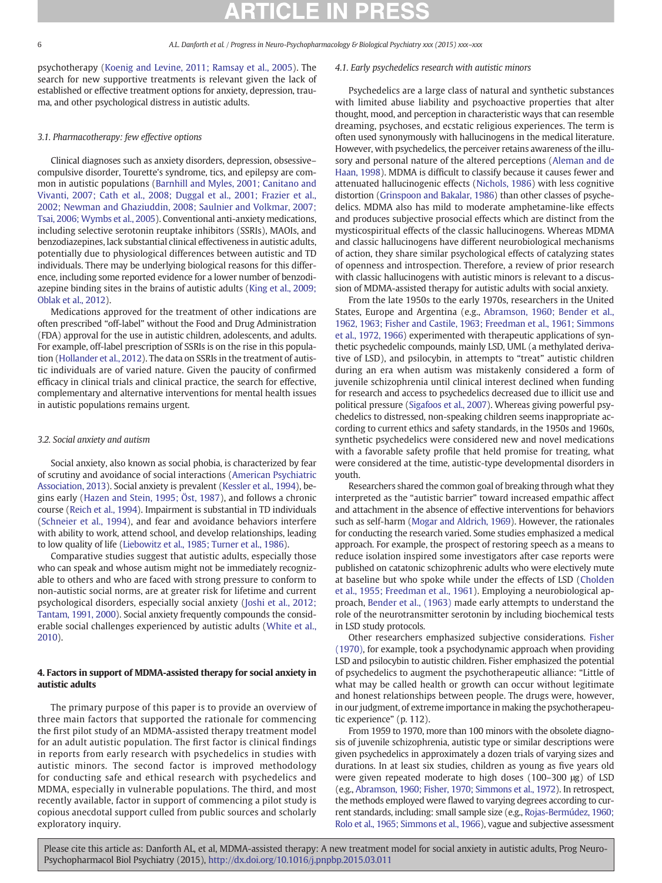psychotherapy (Koenig and Levine, 2011; Ramsay et al., 2005). The search for new supportive treatments is relevant given the lack of established or effective treatment options for anxiety, depression, trauma, and other psychological distress in autistic adults.

### 3.1. Pharmacotherapy: few effective options

Clinical diagnoses such as anxiety disorders, depression, obsessive–compulsive disorder, Tourette's syndrome, tics, and epilepsy are common in autistic populations (Barnhill and Myles, 2001; Canitano and Vivanti, 2007; Cath et al., 2008; Duggal et al., 2001; Frazier et al., 2002; Newman and Ghaziuddin, 2008; Saulnier and Volkmar, 2007; Tsai, 2006; Wymbs et al., 2005). Conventional anti-anxiety medications, including selective serotonin reuptake inhibitors (SSRIs), MAOIs, and benzodiazepines, lack substantial clinical effectiveness in autistic adults, potentially due to physiological differences between autistic and TD individuals. There may be underlying biological reasons for this difference, including some reported evidence for a lower number of benzodiazepine binding sites in the brains of autistic adults (King et al., 2009; Oblak et al., 2012).

Medications approved for the treatment of other indications are often prescribed "off-label" without the Food and Drug Administration (FDA) approval for the use in autistic children, adolescents, and adults. For example, off-label prescription of SSRIs is on the rise in this population (Hollander et al., 2012). The data on SSRIs in the treatment of autistic individuals are of varied nature. Given the paucity of confirmed efficacy in clinical trials and clinical practice, the search for effective, complementary and alternative interventions for mental health issues in autistic populations remains urgent.

### 3.2. Social anxiety and autism

Social anxiety, also known as social phobia, is characterized by fear of scrutiny and avoidance of social interactions (American Psychiatric Association, 2013). Social anxiety is prevalent (Kessler et al., 1994), begins early (Hazen and Stein, 1995; Öst, 1987), and follows a chronic course (Reich et al., 1994). Impairment is substantial in TD individuals (Schneier et al., 1994), and fear and avoidance behaviors interfere with ability to work, attend school, and develop relationships, leading to low quality of life (Liebowitz et al., 1985; Turner et al., 1986).

Comparative studies suggest that autistic adults, especially those who can speak and whose autism might not be immediately recognizable to others and who are faced with strong pressure to conform to non-autistic social norms, are at greater risk for lifetime and current psychological disorders, especially social anxiety (Joshi et al., 2012; Tantam, 1991, 2000). Social anxiety frequently compounds the considerable social challenges experienced by autistic adults (White et al., 2010).

## 4. Factors in support of MDMA-assisted therapy for social anxiety in autistic adults

The primary purpose of this paper is to provide an overview of three main factors that supported the rationale for commencing the first pilot study of an MDMA-assisted therapy treatment model for an adult autistic population. The first factor is clinical findings in reports from early research with psychedelics in studies with autistic minors. The second factor is improved methodology for conducting safe and ethical research with psychedelics and MDMA, especially in vulnerable populations. The third, and most recently available, factor in support of commencing a pilot study is copious anecdotal support culled from public sources and scholarly exploratory inquiry.

### 4.1. Early psychedelics research with autistic minors

Psychedelics are a large class of natural and synthetic substances with limited abuse liability and psychoactive properties that alter thought, mood, and perception in characteristic ways that can resemble dreaming, psychoses, and ecstatic religious experiences. The term is often used synonymously with hallucinogens in the medical literature. However, with psychedelics, the perceiver retains awareness of the illusory and personal nature of the altered perceptions (Aleman and de Haan, 1998). MDMA is difficult to classify because it causes fewer and attenuated hallucinogenic effects (Nichols, 1986) with less cognitive distortion (Grinspoon and Bakalar, 1986) than other classes of psychedelics. MDMA also has mild to moderate amphetamine-like effects and produces subjective prosocial effects which are distinct from the mysticospiritual effects of the classic hallucinogens. Whereas MDMA and classic hallucinogens have different neurobiological mechanisms of action, they share similar psychological effects of catalyzing states of openness and introspection. Therefore, a review of prior research with classic hallucinogens with autistic minors is relevant to a discussion of MDMA-assisted therapy for autistic adults with social anxiety.

From the late 1950s to the early 1970s, researchers in the United States, Europe and Argentina (e.g., Abramson, 1960; Bender et al., 1962, 1963; Fisher and Castile, 1963; Freedman et al., 1961; Simmons et al., 1972, 1966) experimented with therapeutic applications of synthetic psychedelic compounds, mainly LSD, UML (a methylated derivative of LSD), and psilocybin, in attempts to "treat" autistic children during an era when autism was mistakenly considered a form of juvenile schizophrenia until clinical interest declined when funding for research and access to psychedelics decreased due to illicit use and political pressure (Sigafoos et al., 2007). Whereas giving powerful psychedelics to distressed, non-speaking children seems inappropriate according to current ethics and safety standards, in the 1950s and 1960s, synthetic psychedelics were considered new and novel medications with a favorable safety profile that held promise for treating, what were considered at the time, autistic-type developmental disorders in youth.

Researchers shared the common goal of breaking through what they interpreted as the "autistic barrier" toward increased empathic affect and attachment in the absence of effective interventions for behaviors such as self-harm (Mogar and Aldrich, 1969). However, the rationales for conducting the research varied. Some studies emphasized a medical approach. For example, the prospect of restoring speech as a means to reduce isolation inspired some investigators after case reports were published on catatonic schizophrenic adults who were electively mute at baseline but who spoke while under the effects of LSD (Cholden et al., 1955; Freedman et al., 1961). Employing a neurobiological approach, Bender et al., (1963) made early attempts to understand the role of the neurotransmitter serotonin by including biochemical tests in LSD study protocols.

Other researchers emphasized subjective considerations. Fisher (1970), for example, took a psychodynamic approach when providing LSD and psilocybin to autistic children. Fisher emphasized the potential of psychedelics to augment the psychotherapeutic alliance: "Little of what may be called health or growth can occur without legitimate and honest relationships between people. The drugs were, however, in our judgment, of extreme importance in making the psychotherapeutic experience" (p. 112).

From 1959 to 1970, more than 100 minors with the obsolete diagnosis of juvenile schizophrenia, autistic type or similar descriptions were given psychedelics in approximately a dozen trials of varying sizes and durations. In at least six studies, children as young as five years old were given repeated moderate to high doses (100–300 μg) of LSD (e.g., Abramson, 1960; Fisher, 1970; Simmons et al., 1972). In retrospect, the methods employed were flawed to varying degrees according to current standards, including: small sample size (e.g., Rojas-Bermúdez, 1960; Rolo et al., 1965; Simmons et al., 1966), vague and subjective assessment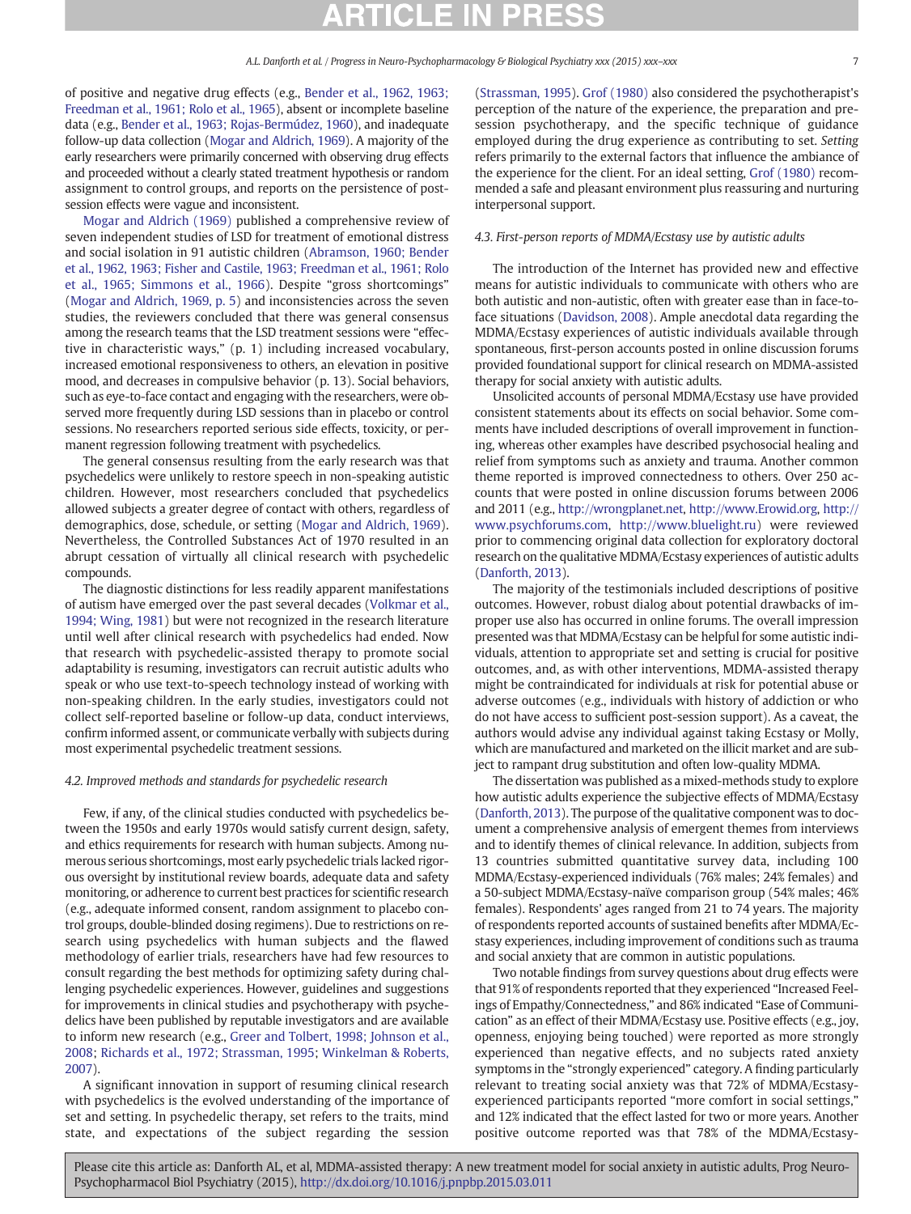of positive and negative drug effects (e.g., Bender et al., 1962, 1963; Freedman et al., 1961; Rolo et al., 1965), absent or incomplete baseline data (e.g., Bender et al., 1963; Rojas-Bermúdez, 1960), and inadequate follow-up data collection (Mogar and Aldrich, 1969). A majority of the early researchers were primarily concerned with observing drug effects and proceeded without a clearly stated treatment hypothesis or random assignment to control groups, and reports on the persistence of post-session effects were vague and inconsistent.

Mogar and Aldrich (1969) published a comprehensive review of seven independent studies of LSD for treatment of emotional distress and social isolation in 91 autistic children (Abramson, 1960; Bender et al., 1962, 1963; Fisher and Castile, 1963; Freedman et al., 1961; Rolo et al., 1965; Simmons et al., 1966). Despite "gross shortcomings" (Mogar and Aldrich, 1969, p. 5) and inconsistencies across the seven studies, the reviewers concluded that there was general consensus among the research teams that the LSD treatment sessions were "effective in characteristic ways," (p. 1) including increased vocabulary, increased emotional responsiveness to others, an elevation in positive mood, and decreases in compulsive behavior (p. 13). Social behaviors, such as eye-to-face contact and engaging with the researchers, were observed more frequently during LSD sessions than in placebo or control sessions. No researchers reported serious side effects, toxicity, or permanent regression following treatment with psychedelics.

The general consensus resulting from the early research was that psychedelics were unlikely to restore speech in non-speaking autistic children. However, most researchers concluded that psychedelics allowed subjects a greater degree of contact with others, regardless of demographics, dose, schedule, or setting (Mogar and Aldrich, 1969). Nevertheless, the Controlled Substances Act of 1970 resulted in an abrupt cessation of virtually all clinical research with psychedelic compounds.

The diagnostic distinctions for less readily apparent manifestations of autism have emerged over the past several decades (Volkmar et al., 1994; Wing, 1981) but were not recognized in the research literature until well after clinical research with psychedelics had ended. Now that research with psychedelic-assisted therapy to promote social adaptability is resuming, investigators can recruit autistic adults who speak or who use text-to-speech technology instead of working with non-speaking children. In the early studies, investigators could not collect self-reported baseline or follow-up data, conduct interviews, confirm informed assent, or communicate verbally with subjects during most experimental psychedelic treatment sessions.

### 4.2. Improved methods and standards for psychedelic research

Few, if any, of the clinical studies conducted with psychedelics between the 1950s and early 1970s would satisfy current design, safety, and ethics requirements for research with human subjects. Among numerous serious shortcomings, most early psychedelic trials lacked rigorous oversight by institutional review boards, adequate data and safety monitoring, or adherence to current best practices for scientific research (e.g., adequate informed consent, random assignment to placebo control groups, double-blinded dosing regimens). Due to restrictions on research using psychedelics with human subjects and the flawed methodology of earlier trials, researchers have had few resources to consult regarding the best methods for optimizing safety during challenging psychedelic experiences. However, guidelines and suggestions for improvements in clinical studies and psychotherapy with psychedelics have been published by reputable investigators and are available to inform new research (e.g., Greer and Tolbert, 1998; Johnson et al., 2008; Richards et al., 1972; Strassman, 1995; Winkelman & Roberts, 2007).

A significant innovation in support of resuming clinical research with psychedelics is the evolved understanding of the importance of set and setting. In psychedelic therapy, set refers to the traits, mind state, and expectations of the subject regarding the session (Strassman, 1995). Grof (1980) also considered the psychotherapist's perception of the nature of the experience, the preparation and pre-session psychotherapy, and the specific technique of guidance employed during the drug experience as contributing to set. *Setting* refers primarily to the external factors that influence the ambiance of the experience for the client. For an ideal setting, Grof (1980) recommended a safe and pleasant environment plus reassuring and nurturing interpersonal support.

### 4.3. First-person reports of MDMA/Ecstasy use by autistic adults

The introduction of the Internet has provided new and effective means for autistic individuals to communicate with others who are both autistic and non-autistic, often with greater ease than in face-to-face situations (Davidson, 2008). Ample anecdotal data regarding the MDMA/Ecstasy experiences of autistic individuals available through spontaneous, first-person accounts posted in online discussion forums provided foundational support for clinical research on MDMA-assisted therapy for social anxiety with autistic adults.

Unsolicited accounts of personal MDMA/Ecstasy use have provided consistent statements about its effects on social behavior. Some comments have included descriptions of overall improvement in functioning, whereas other examples have described psychosocial healing and relief from symptoms such as anxiety and trauma. Another common theme reported is improved connectedness to others. Over 250 accounts that were posted in online discussion forums between 2006 and 2011 (e.g., http://wrongplanet.net, http://www.Erowid.org, http://www.psychforums.com, http://www.bluelight.ru) were reviewed prior to commencing original data collection for exploratory doctoral research on the qualitative MDMA/Ecstasy experiences of autistic adults (Danforth, 2013).

The majority of the testimonials included descriptions of positive outcomes. However, robust dialog about potential drawbacks of improper use also has occurred in online forums. The overall impression presented was that MDMA/Ecstasy can be helpful for some autistic individuals, attention to appropriate set and setting is crucial for positive outcomes, and, as with other interventions, MDMA-assisted therapy might be contraindicated for individuals at risk for potential abuse or adverse outcomes (e.g., individuals with history of addiction or who do not have access to sufficient post-session support). As a caveat, the authors would advise any individual against taking Ecstasy or Molly, which are manufactured and marketed on the illicit market and are subject to rampant drug substitution and often low-quality MDMA.

The dissertation was published as a mixed-methods study to explore how autistic adults experience the subjective effects of MDMA/Ecstasy (Danforth, 2013). The purpose of the qualitative component was to document a comprehensive analysis of emergent themes from interviews and to identify themes of clinical relevance. In addition, subjects from 13 countries submitted quantitative survey data, including 100 MDMA/Ecstasy-experienced individuals (76% males; 24% females) and a 50-subject MDMA/Ecstasy-naïve comparison group (54% males; 46% females). Respondents' ages ranged from 21 to 74 years. The majority of respondents reported accounts of sustained benefits after MDMA/Ecstasy experiences, including improvement of conditions such as trauma and social anxiety that are common in autistic populations.

Two notable findings from survey questions about drug effects were that 91% of respondents reported that they experienced "Increased Feelings of Empathy/Connectedness," and 86% indicated "Ease of Communication" as an effect of their MDMA/Ecstasy use. Positive effects (e.g., joy, openness, enjoying being touched) were reported as more strongly experienced than negative effects, and no subjects rated anxiety symptoms in the "strongly experienced" category. A finding particularly relevant to treating social anxiety was that 72% of MDMA/Ecstasy-experienced participants reported "more comfort in social settings," and 12% indicated that the effect lasted for two or more years. Another positive outcome reported was that 78% of the MDMA/Ecstasy-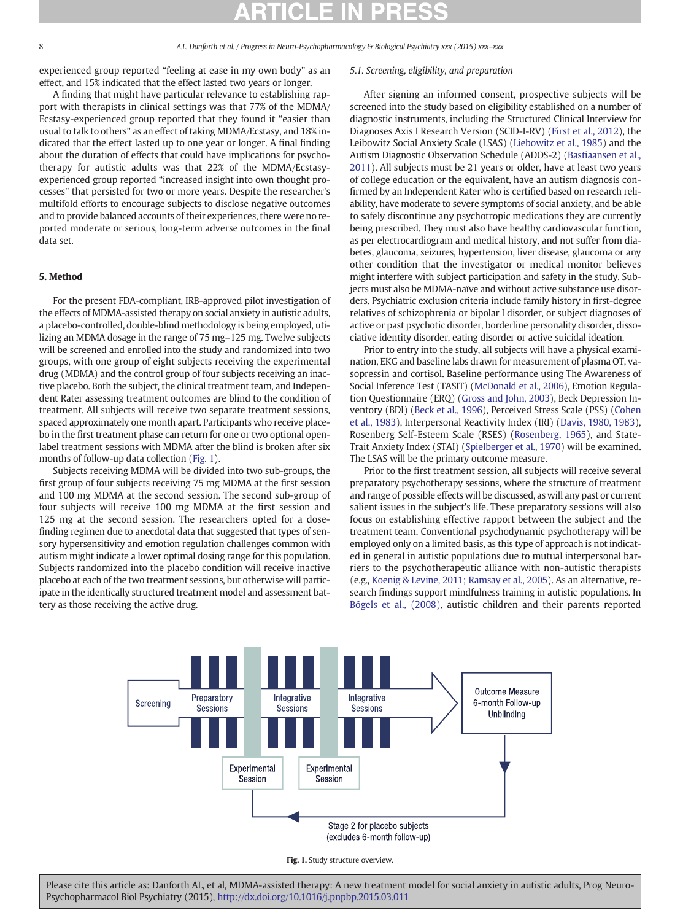experienced group reported "feeling at ease in my own body" as an effect, and 15% indicated that the effect lasted two years or longer.

A finding that might have particular relevance to establishing rapport with therapists in clinical settings was that 77% of the MDMA/Ecstasy-experienced group reported that they found it "easier than usual to talk to others" as an effect of taking MDMA/Ecstasy, and 18% indicated that the effect lasted up to one year or longer. A final finding about the duration of effects that could have implications for psychotherapy for autistic adults was that 22% of the MDMA/Ecstasy-experienced group reported "increased insight into own thought processes" that persisted for two or more years. Despite the researcher's multifold efforts to encourage subjects to disclose negative outcomes and to provide balanced accounts of their experiences, there were no reported moderate or serious, long-term adverse outcomes in the final data set.

## 5. Method

For the present FDA-compliant, IRB-approved pilot investigation of the effects of MDMA-assisted therapy on social anxiety in autistic adults, a placebo-controlled, double-blind methodology is being employed, utilizing an MDMA dosage in the range of 75 mg–125 mg. Twelve subjects will be screened and enrolled into the study and randomized into two groups, with one group of eight subjects receiving the experimental drug (MDMA) and the control group of four subjects receiving an inactive placebo. Both the subject, the clinical treatment team, and Independent Rater assessing treatment outcomes are blind to the condition of treatment. All subjects will receive two separate treatment sessions, spaced approximately one month apart. Participants who receive placebo in the first treatment phase can return for one or two optional open-label treatment sessions with MDMA after the blind is broken after six months of follow-up data collection (Fig. 1).

Subjects receiving MDMA will be divided into two sub-groups, the first group of four subjects receiving 75 mg MDMA at the first session and 100 mg MDMA at the second session. The second sub-group of four subjects will receive 100 mg MDMA at the first session and 125 mg at the second session. The researchers opted for a dose-finding regimen due to anecdotal data that suggested that types of sensory hypersensitivity and emotion regulation challenges common with autism might indicate a lower optimal dosing range for this population. Subjects randomized into the placebo condition will receive inactive placebo at each of the two treatment sessions, but otherwise will participate in the identically structured treatment model and assessment battery as those receiving the active drug.

### *5.1. Screening, eligibility, and preparation*

After signing an informed consent, prospective subjects will be screened into the study based on eligibility established on a number of diagnostic instruments, including the Structured Clinical Interview for Diagnoses Axis I Research Version (SCID-I-RV) (First et al., 2012), the Leibowitz Social Anxiety Scale (LSAS) (Liebowitz et al., 1985) and the Autism Diagnostic Observation Schedule (ADOS-2) (Bastiaansen et al., 2011). All subjects must be 21 years or older, have at least two years of college education or the equivalent, have an autism diagnosis confirmed by an Independent Rater who is certified based on research reliability, have moderate to severe symptoms of social anxiety, and be able to safely discontinue any psychotropic medications they are currently being prescribed. They must also have healthy cardiovascular function, as per electrocardiogram and medical history, and not suffer from diabetes, glaucoma, seizures, hypertension, liver disease, glaucoma or any other condition that the investigator or medical monitor believes might interfere with subject participation and safety in the study. Subjects must also be MDMA-naïve and without active substance use disorders. Psychiatric exclusion criteria include family history in first-degree relatives of schizophrenia or bipolar I disorder, or subject diagnoses of active or past psychotic disorder, borderline personality disorder, dissociative identity disorder, eating disorder or active suicidal ideation.

Prior to entry into the study, all subjects will have a physical examination, EKG and baseline labs drawn for measurement of plasma OT, vasopressin and cortisol. Baseline performance using The Awareness of Social Inference Test (TASIT) (McDonald et al., 2006), Emotion Regulation Questionnaire (ERQ) (Gross and John, 2003), Beck Depression Inventory (BDI) (Beck et al., 1996), Perceived Stress Scale (PSS) (Cohen et al., 1983), Interpersonal Reactivity Index (IRI) (Davis, 1980, 1983), Rosenberg Self-Esteem Scale (RSES) (Rosenberg, 1965), and State-Trait Anxiety Index (STAI) (Spielberger et al., 1970) will be examined. The LSAS will be the primary outcome measure.

Prior to the first treatment session, all subjects will receive several preparatory psychotherapy sessions, where the structure of treatment and range of possible effects will be discussed, as will any past or current salient issues in the subject's life. These preparatory sessions will also focus on establishing effective rapport between the subject and the treatment team. Conventional psychodynamic psychotherapy will be employed only on a limited basis, as this type of approach is not indicated in general in autistic populations due to mutual interpersonal barriers to the psychotherapeutic alliance with non-autistic therapists (e.g., Koenig & Levine, 2011; Ramsay et al., 2005). As an alternative, research findings support mindfulness training in autistic populations. In Bögels et al., (2008), autistic children and their parents reported

Screening → Preparatory Sessions → Experimental Session → Integrative Sessions → Experimental Session → Integrative Sessions → Outcome Measure 6-month Follow-up Unblinding → Stage 2 for placebo subjects (excludes 6-month follow-up)

**Fig. 1.** Study structure overview.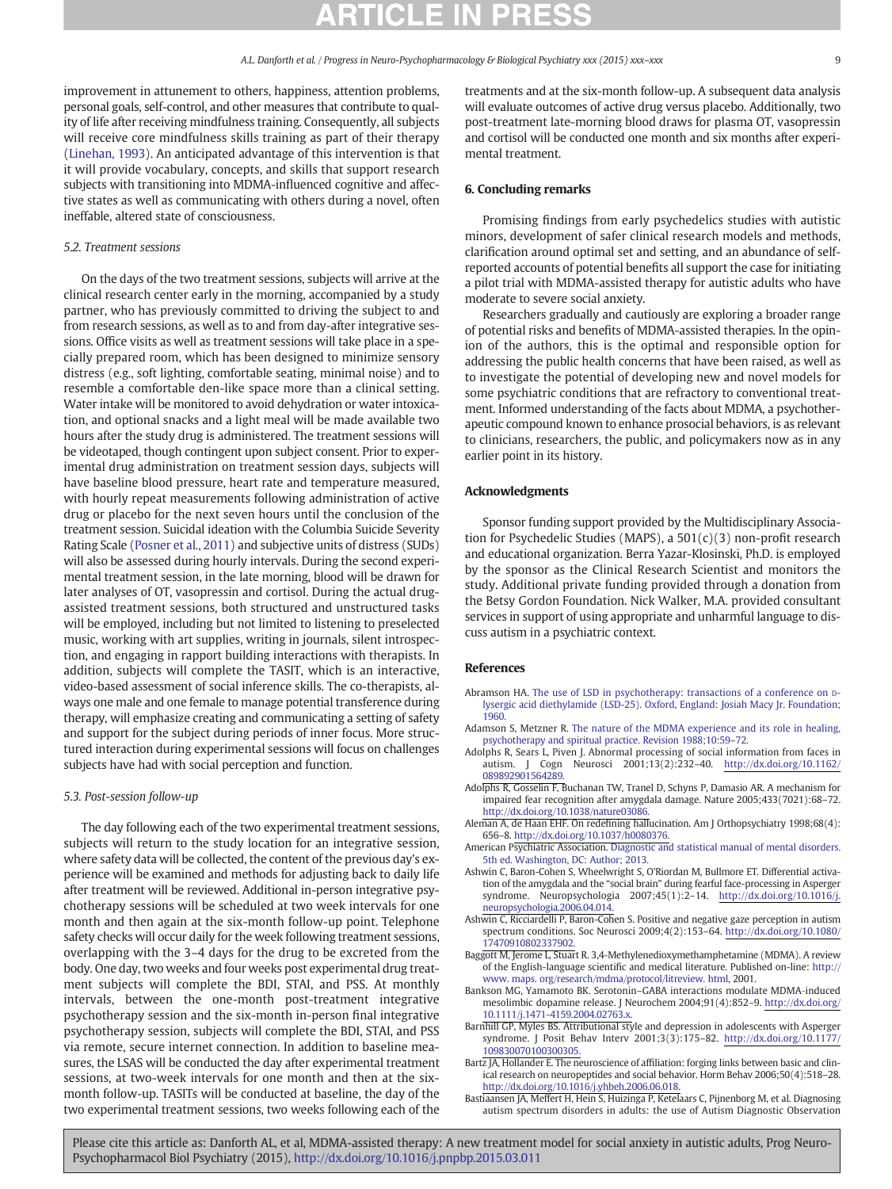improvement in attunement to others, happiness, attention problems, personal goals, self-control, and other measures that contribute to quality of life after receiving mindfulness training. Consequently, all subjects will receive core mindfulness skills training as part of their therapy (Linehan, 1993). An anticipated advantage of this intervention is that it will provide vocabulary, concepts, and skills that support research subjects with transitioning into MDMA-influenced cognitive and affective states as well as communicating with others during a novel, often ineffable, altered state of consciousness.

### 5.2. Treatment sessions

On the days of the two treatment sessions, subjects will arrive at the clinical research center early in the morning, accompanied by a study partner, who has previously committed to driving the subject to and from research sessions, as well as to and from day-after integrative sessions. Office visits as well as treatment sessions will take place in a specially prepared room, which has been designed to minimize sensory distress (e.g., soft lighting, comfortable seating, minimal noise) and to resemble a comfortable den-like space more than a clinical setting. Water intake will be monitored to avoid dehydration or water intoxication, and optional snacks and a light meal will be made available two hours after the study drug is administered. The treatment sessions will be videotaped, though contingent upon subject consent. Prior to experimental drug administration on treatment session days, subjects will have baseline blood pressure, heart rate and temperature measured, with hourly repeat measurements following administration of active drug or placebo for the next seven hours until the conclusion of the treatment session. Suicidal ideation with the Columbia Suicide Severity Rating Scale (Posner et al., 2011) and subjective units of distress (SUDs) will also be assessed during hourly intervals. During the second experimental treatment session, in the late morning, blood will be drawn for later analyses of OT, vasopressin and cortisol. During the actual drug-assisted treatment sessions, both structured and unstructured tasks will be employed, including but not limited to listening to preselected music, working with art supplies, writing in journals, silent introspection, and engaging in rapport building interactions with therapists. In addition, subjects will complete the TASIT, which is an interactive, video-based assessment of social inference skills. The co-therapists, always one male and one female to manage potential transference during therapy, will emphasize creating and communicating a setting of safety and support for the subject during periods of inner focus. More structured interaction during experimental sessions will focus on challenges subjects have had with social perception and function.

### 5.3. Post-session follow-up

The day following each of the two experimental treatment sessions, subjects will return to the study location for an integrative session, where safety data will be collected, the content of the previous day's experience will be examined and methods for adjusting back to daily life after treatment will be reviewed. Additional in-person integrative psychotherapy sessions will be scheduled at two week intervals for one month and then again at the six-month follow-up point. Telephone safety checks will occur daily for the week following treatment sessions, overlapping with the 3–4 days for the drug to be excreted from the body. One day, two weeks and four weeks post experimental drug treatment subjects will complete the BDI, STAI, and PSS. At monthly intervals, between the one-month post-treatment integrative psychotherapy session and the six-month in-person final integrative psychotherapy session, subjects will complete the BDI, STAI, and PSS via remote, secure internet connection. In addition to baseline measures, the LSAS will be conducted the day after experimental treatment sessions, at two-week intervals for one month and then at the six-month follow-up. TASITs will be conducted at baseline, the day of the two experimental treatment sessions, two weeks following each of the treatments and at the six-month follow-up. A subsequent data analysis will evaluate outcomes of active drug versus placebo. Additionally, two post-treatment late-morning blood draws for plasma OT, vasopressin and cortisol will be conducted one month and six months after experimental treatment.

## 6. Concluding remarks

Promising findings from early psychedelics studies with autistic minors, development of safer clinical research models and methods, clarification around optimal set and setting, and an abundance of self-reported accounts of potential benefits all support the case for initiating a pilot trial with MDMA-assisted therapy for autistic adults who have moderate to severe social anxiety.

Researchers gradually and cautiously are exploring a broader range of potential risks and benefits of MDMA-assisted therapies. In the opinion of the authors, this is the optimal and responsible option for addressing the public health concerns that have been raised, as well as to investigate the potential of developing new and novel models for some psychiatric conditions that are refractory to conventional treatment. Informed understanding of the facts about MDMA, a psychotherapeutic compound known to enhance prosocial behaviors, is as relevant to clinicians, researchers, the public, and policymakers now as in any earlier point in its history.

## Acknowledgments

Sponsor funding support provided by the Multidisciplinary Association for Psychedelic Studies (MAPS), a 501(c)(3) non-profit research and educational organization. Berra Yazar-Klosinski, Ph.D. is employed by the sponsor as the Clinical Research Scientist and monitors the study. Additional private funding provided through a donation from the Betsy Gordon Foundation. Nick Walker, M.A. provided consultant services in support of using appropriate and unharmful language to discuss autism in a psychiatric context.

## References

Abramson HA. The use of LSD in psychotherapy: transactions of a conference on D-lysergic acid diethylamide (LSD-25). Oxford, England: Josiah Macy Jr. Foundation; 1960.

Adamson S, Metzner R. The nature of the MDMA experience and its role in healing, psychotherapy and spiritual practice. Revision 1988;10:59–72.

Adolphs R, Sears L, Piven J. Abnormal processing of social information from faces in autism. J Cogn Neurosci 2001;13(2):232–40. http://dx.doi.org/10.1162/089892901564289.

Adolphs R, Gosselin F, Buchanan TW, Tranel D, Schyns P, Damasio AR. A mechanism for impaired fear recognition after amygdala damage. Nature 2005;433(7021):68–72. http://dx.doi.org/10.1038/nature03086.

Aleman A, de Haan EHF. On redefining hallucination. Am J Orthopsychiatry 1998;68(4): 656–8. http://dx.doi.org/10.1037/h0080376.

American Psychiatric Association. Diagnostic and statistical manual of mental disorders. 5th ed. Washington, DC: Author; 2013.

Ashwin C, Baron-Cohen S, Wheelwright S, O'Riordan M, Bullmore ET. Differential activation of the amygdala and the "social brain" during fearful face-processing in Asperger syndrome. Neuropsychologia 2007;45(1):2–14. http://dx.doi.org/10.1016/j.neuropsychologia.2006.04.014.

Ashwin C, Ricciardelli P, Baron-Cohen S. Positive and negative gaze perception in autism spectrum conditions. Soc Neurosci 2009;4(2):153–64. http://dx.doi.org/10.1080/17470910802337902.

Baggott M, Jerome L, Stuart R. 3,4-Methylenedioxymethamphetamine (MDMA). A review of the English-language scientific and medical literature. Published on-line: http://www.maps.org/research/mdma/protocol/litreview.html, 2001.

Bankson MG, Yamamoto BK. Serotonin–GABA interactions modulate MDMA-induced mesolimbic dopamine release. J Neurochem 2004;91(4):852–9. http://dx.doi.org/10.1111/j.1471-4159.2004.02763.x.

Barnhill GP, Myles BS. Attributional style and depression in adolescents with Asperger syndrome. J Posit Behav Interv 2001;3(3):175–82. http://dx.doi.org/10.1177/109830070100300305.

Bartz JA, Hollander E. The neuroscience of affiliation: forging links between basic and clinical research on neuropeptides and social behavior. Horm Behav 2006;50(4):518–28. http://dx.doi.org/10.1016/j.yhbeh.2006.06.018.

Bastiaansen JA, Meffert H, Hein S, Huizinga P, Ketelaars C, Pijnenborg M, et al. Diagnosing autism spectrum disorders in adults: the use of Autism Diagnostic Observation

Please cite this article as: Danforth AL, et al, MDMA-assisted therapy: A new treatment model for social anxiety in autistic adults, Prog Neuro-Psychopharmacol Biol Psychiatry (2015), http://dx.doi.org/10.1016/j.pnpbp.2015.03.011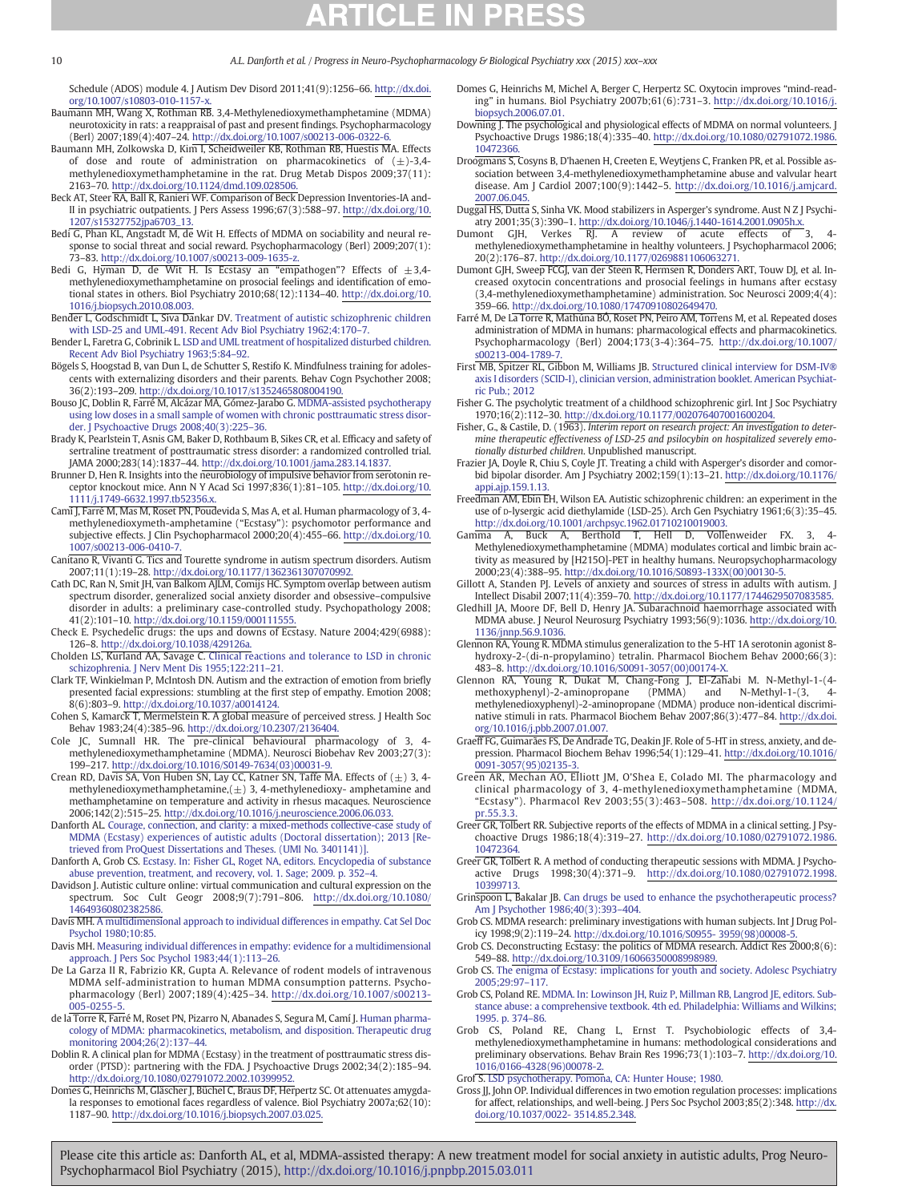Schedule (ADOS) module 4. J Autism Dev Disord 2011;41(9):1256–66. http://dx.doi.org/10.1007/s10803-010-1157-x.

Baumann MH, Wang X, Rothman RB. 3,4-Methylenedioxymethamphetamine (MDMA) neurotoxicity in rats: a reappraisal of past and present findings. Psychopharmacology (Berl) 2007;189(4):407–24. http://dx.doi.org/10.1007/s00213-006-0322-6.

Baumann MH, Zolkowska D, Kim I, Scheidweiler KB, Rothman RB, Huestis MA. Effects of dose and route of administration on pharmacokinetics of (±)-3,4-methylenedioxymethamphetamine in the rat. Drug Metab Dispos 2009;37(11):2163–70. http://dx.doi.org/10.1124/dmd.109.028506.

Beck AT, Steer RA, Ball R, Ranieri WF. Comparison of Beck Depression Inventories-IA and -II in psychiatric outpatients. J Pers Assess 1996;67(3):588–97. http://dx.doi.org/10.1207/s15327752jpa6703_13.

Bedi G, Phan KL, Angstadt M, de Wit H. Effects of MDMA on sociability and neural response to social threat and social reward. Psychopharmacology (Berl) 2009;207(1):73–83. http://dx.doi.org/10.1007/s00213-009-1635-z.

Bedi G, Hyman D, de Wit H. Is Ecstasy an "empathogen"? Effects of ±3,4-methylenedioxymethamphetamine on prosocial feelings and identification of emotional states in others. Biol Psychiatry 2010;68(12):1134–40. http://dx.doi.org/10.1016/j.biopsych.2010.08.003.

Bender L, Godschmidt L, Siva Dankar DV. Treatment of autistic schizophrenic children with LSD-25 and UML-491. Recent Adv Biol Psychiatry 1962;4:170–7.

Bender L, Faretra G, Cobrinik L. LSD and UML treatment of hospitalized disturbed children. Recent Adv Biol Psychiatry 1963;5:84–92.

Bögels S, Hoogstad B, van Dun L, de Schutter S, Restifo K. Mindfulness training for adolescents with externalizing disorders and their parents. Behav Cogn Psychother 2008;36(2):193–209. http://dx.doi.org/10.1017/s1352465808004190.

Bouso JC, Doblin R, Farré M, Alcázar MA, Gómez-Jarabo G. MDMA-assisted psychotherapy using low doses in a small sample of women with chronic posttraumatic stress disorder. J Psychoactive Drugs 2008;40(3):225–36.

Brady K, Pearlstein T, Asnis GM, Baker D, Rothbaum B, Sikes CR, et al. Efficacy and safety of sertraline treatment of posttraumatic stress disorder: a randomized controlled trial. JAMA 2000;283(14):1837–44. http://dx.doi.org/10.1001/jama.283.14.1837.

Brunner D, Hen R. Insights into the neurobiology of impulsive behavior from serotonin receptor knockout mice. Ann N Y Acad Sci 1997;836(1):81–105. http://dx.doi.org/10.1111/j.1749-6632.1997.tb52356.x.

Camí J, Farré M, Mas M, Roset PN, Poudevida S, Mas A, et al. Human pharmacology of 3, 4-methylenedioxymeth-amphetamine ("Ecstasy"): psychomotor performance and subjective effects. J Clin Psychopharmacol 2000;20(4):455–66. http://dx.doi.org/10.1007/s00213-006-0410-7.

Canitano R, Vivanti G. Tics and Tourette syndrome in autism spectrum disorders. Autism 2007;11(1):19–28. http://dx.doi.org/10.1177/1362361307070992.

Cath DC, Ran N, Smit JH, van Balkom AJLM, Comijs HC. Symptom overlap between autism spectrum disorder, generalized social anxiety disorder and obsessive–compulsive disorder in adults: a preliminary case-controlled study. Psychopathology 2008;41(2):101–10. http://dx.doi.org/10.1159/000111555.

Check E. Psychedelic drugs: the ups and downs of Ecstasy. Nature 2004;429(6988):126–8. http://dx.doi.org/10.1038/429126a.

Cholden LS, Kurland AA, Savage C. Clinical reactions and tolerance to LSD in chronic schizophrenia. J Nerv Ment Dis 1955;122:211–21.

Clark TF, Winkielman P, McIntosh DN. Autism and the extraction of emotion from briefly presented facial expressions: stumbling at the first step of empathy. Emotion 2008;8(6):803–9. http://dx.doi.org/10.1037/a0014124.

Cohen S, Kamarck T, Mermelstein R. A global measure of perceived stress. J Health Soc Behav 1983;24(4):385–96. http://dx.doi.org/10.2307/2136404.

Cole JC, Sumnall HR. The pre-clinical behavioural pharmacology of 3, 4-methylenedioxymethamphetamine (MDMA). Neurosci Biobehav Rev 2003;27(3):199–217. http://dx.doi.org/10.1016/S0149-7634(03)00031-9.

Crean RD, Davis SA, Von Huben SN, Lay CC, Katner SN, Taffe MA. Effects of (±) 3, 4-methylenedioxymethamphetamine,(±) 3, 4-methylenedioxy- amphetamine and methamphetamine on temperature and activity in rhesus macaques. Neuroscience 2006;142(2):515–25. http://dx.doi.org/10.1016/j.neuroscience.2006.06.033.

Danforth AL. Courage, connection, and clarity: a mixed-methods collective-case study of MDMA (Ecstasy) experiences of autistic adults (Doctoral dissertation); 2013 [Retrieved from ProQuest Dissertations and Theses. (UMI No. 3401141)].

Danforth A, Grob CS. Ecstasy. In: Fisher GL, Roget NA, editors. Encyclopedia of substance abuse prevention, treatment, and recovery, vol. 1. Sage; 2009. p. 352–4.

Davidson J. Autistic culture online: virtual communication and cultural expression on the spectrum. Soc Cult Geogr 2008;9(7):791–806. http://dx.doi.org/10.1080/14649360802382586.

Davis MH. A multidimensional approach to individual differences in empathy. Cat Sel Doc Psychol 1980;10:85.

Davis MH. Measuring individual differences in empathy: evidence for a multidimensional approach. J Pers Soc Psychol 1983;44(1):113–26.

De La Garza II R, Fabrizio KR, Gupta A. Relevance of rodent models of intravenous MDMA self-administration to human MDMA consumption patterns. Psychopharmacology (Berl) 2007;189(4):425–34. http://dx.doi.org/10.1007/s00213-005-0255-5.

de la Torre R, Farré M, Roset PN, Pizarro N, Abanades S, Segura M, Camí J. Human pharmacology of MDMA: pharmacokinetics, metabolism, and disposition. Therapeutic drug monitoring 2004;26(2):137–44.

Doblin R. A clinical plan for MDMA (Ecstasy) in the treatment of posttraumatic stress disorder (PTSD): partnering with the FDA. J Psychoactive Drugs 2002;34(2):185–94. http://dx.doi.org/10.1080/02791072.2002.10399952.

Domes G, Heinrichs M, Gläscher J, Büchel C, Braus DF, Herpertz SC. Ot attenuates amygdala responses to emotional faces regardless of valence. Biol Psychiatry 2007a;62(10):1187–90. http://dx.doi.org/10.1016/j.biopsych.2007.03.025.

Domes G, Heinrichs M, Michel A, Berger C, Herpertz SC. Oxytocin improves "mind-reading" in humans. Biol Psychiatry 2007b;61(6):731–3. http://dx.doi.org/10.1016/j.biopsych.2006.07.01.

Downing J. The psychological and physiological effects of MDMA on normal volunteers. J Psychoactive Drugs 1986;18(4):335–40. http://dx.doi.org/10.1080/02791072.1986.10472366.

Droogmans S, Cosyns B, D'haenen H, Creeten E, Weytjens C, Franken PR, et al. Possible association between 3,4-methylenedioxymethamphetamine abuse and valvular heart disease. Am J Cardiol 2007;100(9):1442–5. http://dx.doi.org/10.1016/j.amjcard.2007.06.045.

Duggal HS, Dutta S, Sinha VK. Mood stabilizers in Asperger's syndrome. Aust N Z J Psychiatry 2001;35(3):390–1. http://dx.doi.org/10.1046/j.1440-1614.2001.0905h.x.

Dumont GJH, Verkes RJ. A review of acute effects of 3, 4-methylenedioxymethamphetamine in healthy volunteers. J Psychopharmacol 2006;20(2):176–87. http://dx.doi.org/10.1177/0269881106063271.

Dumont GJH, Sweep FCGJ, van der Steen R, Hermsen R, Donders ART, Touw DJ, et al. Increased oxytocin concentrations and prosocial feelings in humans after ecstasy (3,4-methylenedioxymethamphetamine) administration. Soc Neurosci 2009;4(4):359–66. http://dx.doi.org/10.1080/17470910802649470.

Farré M, De La Torre R, Mathúna BÓ, Roset PN, Peiró AM, Torrens M, et al. Repeated doses administration of MDMA in humans: pharmacological effects and pharmacokinetics. Psychopharmacology (Berl) 2004;173(3-4):364–75. http://dx.doi.org/10.1007/s00213-004-1789-7.

First MB, Spitzer RL, Gibbon M, Williams JB. Structured clinical interview for DSM-IV® axis I disorders (SCID-I), clinician version, administration booklet. American Psychiatric Pub.; 2012

Fisher G. The psycholytic treatment of a childhood schizophrenic girl. Int J Soc Psychiatry 1970;16(2):112–30. http://dx.doi.org/10.1177/002076407001600204.

Fisher, G., & Castile, D. (1963). *Interim report on research project: An investigation to determine therapeutic effectiveness of LSD-25 and psilocybin on hospitalized severely emotionally disturbed children.* Unpublished manuscript.

Frazier JA, Doyle R, Chiu S, Coyle JT. Treating a child with Asperger's disorder and comorbid bipolar disorder. Am J Psychiatry 2002;159(1):13–21. http://dx.doi.org/10.1176/appi.ajp.159.1.13.

Freedman AM, Ebin EH, Wilson EA. Autistic schizophrenic children: an experiment in the use of D-lysergic acid diethylamide (LSD-25). Arch Gen Psychiatry 1961;6(3):35–45. http://dx.doi.org/10.1001/archpsyc.1962.01710210019003.

Gamma A, Buck A, Berthold T, Hell D, Vollenweider FX. 3, 4-Methylenedioxymethamphetamine (MDMA) modulates cortical and limbic brain activity as measured by [H215O]-PET in healthy humans. Neuropsychopharmacology 2000;23(4):388–95. http://dx.doi.org/10.1016/S0893-133X(00)00130-5.

Gillott A, Standen PJ. Levels of anxiety and sources of stress in adults with autism. J Intellect Disabil 2007;11(4):359–70. http://dx.doi.org/10.1177/1744629507083585.

Gledhill JA, Moore DF, Bell D, Henry JA. Subarachnoid haemorrhage associated with MDMA abuse. J Neurol Neurosurg Psychiatry 1993;56(9):1036. http://dx.doi.org/10.1136/jnnp.56.9.1036.

Glennon RA, Young R. MDMA stimulus generalization to the 5-HT 1A serotonin agonist 8-hydroxy-2-(di-n-propylamino) tetralin. Pharmacol Biochem Behav 2000;66(3):483–8. http://dx.doi.org/10.1016/S0091-3057(00)00174-X.

Glennon RA, Young R, Dukat M, Chang-Fong J, El-Zahabi M. N-Methyl-1-(4-methoxyphenyl)-2-aminopropane (PMMA) and N-Methyl-1-(3, 4-methylenedioxyphenyl)-2-aminopropane (MDMA) produce non-identical discriminative stimuli in rats. Pharmacol Biochem Behav 2007;86(3):477–84. http://dx.doi.org/10.1016/j.pbb.2007.01.007.

Graeff FG, Guimarães FS, De Andrade TG, Deakin JF. Role of 5-HT in stress, anxiety, and depression. Pharmacol Biochem Behav 1996;54(1):129–41. http://dx.doi.org/10.1016/0091-3057(95)02135-3.

Green AR, Mechan AO, Elliott JM, O'Shea E, Colado MI. The pharmacology and clinical pharmacology of 3, 4-methylenedioxymethamphetamine (MDMA, "Ecstasy"). Pharmacol Rev 2003;55(3):463–508. http://dx.doi.org/10.1124/pr.55.3.3.

Greer GR, Tolbert RR. Subjective reports of the effects of MDMA in a clinical setting. J Psychoactive Drugs 1986;18(4):319–27. http://dx.doi.org/10.1080/02791072.1986.10472364.

Greer GR, Tolbert R. A method of conducting therapeutic sessions with MDMA. J Psychoactive Drugs 1998;30(4):371–9. http://dx.doi.org/10.1080/02791072.1998.10399713.

Grinspoon L, Bakalar JB. Can drugs be used to enhance the psychotherapeutic process? Am J Psychother 1986;40(3):393–404.

Grob CS. MDMA research: preliminary investigations with human subjects. Int J Drug Policy 1998;9(2):119–24. http://dx.doi.org/10.1016/S0955- 3959(98)00008-5.

Grob CS. Deconstructing Ecstasy: the politics of MDMA research. Addict Res 2000;8(6):549–88. http://dx.doi.org/10.3109/16066350008998989.

Grob CS. The enigma of Ecstasy: implications for youth and society. Adolesc Psychiatry 2005;29:97–117.

Grob CS, Poland RE. MDMA. In: Lowinson JH, Ruiz P, Millman RB, Langrod JE, editors. Substance abuse: a comprehensive textbook. 4th ed. Philadelphia: Williams and Wilkins; 1995. p. 374–86.

Grob CS, Poland RE, Chang L, Ernst T. Psychobiologic effects of 3,4-methylenedioxymethamphetamine in humans: methodological considerations and preliminary observations. Behav Brain Res 1996;73(1):103–7. http://dx.doi.org/10.1016/0166-4328(96)00078-2.

Grof S. LSD psychotherapy. Pomona, CA: Hunter House; 1980.

Gross JJ, John OP. Individual differences in two emotion regulation processes: implications for affect, relationships, and well-being. J Pers Soc Psychol 2003;85(2):348. http://dx.doi.org/10.1037/0022- 3514.85.2.348.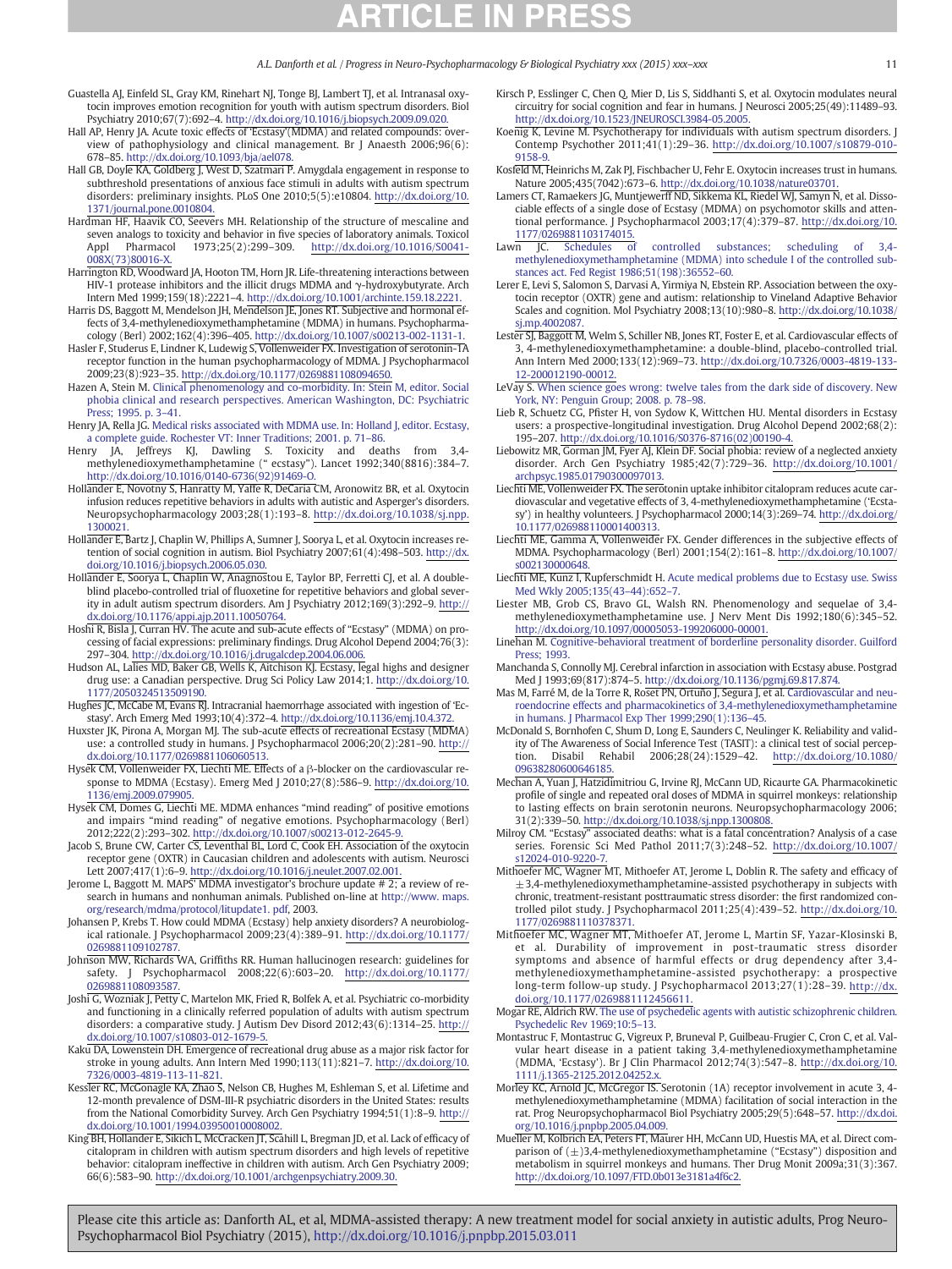Guastella AJ, Einfeld SL, Gray KM, Rinehart NJ, Tonge BJ, Lambert TJ, et al. Intranasal oxytocin improves emotion recognition for youth with autism spectrum disorders. Biol Psychiatry 2010;67(7):692–4. http://dx.doi.org/10.1016/j.biopsych.2009.09.020.

Hall AP, Henry JA. Acute toxic effects of 'Ecstasy'(MDMA) and related compounds: overview of pathophysiology and clinical management. Br J Anaesth 2006;96(6): 678–85. http://dx.doi.org/10.1093/bja/ael078.

Hall GB, Doyle KA, Goldberg J, West D, Szatmari P. Amygdala engagement in response to subthreshold presentations of anxious face stimuli in adults with autism spectrum disorders: preliminary insights. PLoS One 2010;5(5):e10804. http://dx.doi.org/10.1371/journal.pone.0010804.

Hardman HF, Haavik CO, Seevers MH. Relationship of the structure of mescaline and seven analogs to toxicity and behavior in five species of laboratory animals. Toxicol Appl Pharmacol 1973;25(2):299–309. http://dx.doi.org/10.1016/S0041-008X(73)80016-X.

Harrington RD, Woodward JA, Hooton TM, Horn JR. Life-threatening interactions between HIV-1 protease inhibitors and the illicit drugs MDMA and γ-hydroxybutyrate. Arch Intern Med 1999;159(18):2221–4. http://dx.doi.org/10.1001/archinte.159.18.2221.

Harris DS, Baggott M, Mendelson JH, Mendelson JE, Jones RT. Subjective and hormonal effects of 3,4-methylenedioxymethamphetamine (MDMA) in humans. Psychopharmacology (Berl) 2002;162(4):396–405. http://dx.doi.org/10.1007/s00213-002-1131-1.

Hasler F, Studerus E, Lindner K, Ludewig S, Vollenweider FX. Investigation of serotonin-1A receptor function in the human psychopharmacology of MDMA. J Psychopharmacol 2009;23(8):923–35. http://dx.doi.org/10.1177/0269881108094650.

Hazen A, Stein M. Clinical phenomenology and co-morbidity. In: Stein M, editor. Social phobia clinical and research perspectives. American Washington, DC: Psychiatric Press; 1995. p. 3–41.

Henry JA, Rella JG. Medical risks associated with MDMA use. In: Holland J, editor. Ecstasy, a complete guide. Rochester VT: Inner Traditions; 2001. p. 71–86.

Henry JA, Jeffreys KJ, Dawling S. Toxicity and deaths from 3,4-methylenedioxymethamphetamine (" ecstasy"). Lancet 1992;340(8816):384–7. http://dx.doi.org/10.1016/0140-6736(92)91469-O.

Hollander E, Novotny S, Hanratty M, Yaffe R, DeCaria CM, Aronowitz BR, et al. Oxytocin infusion reduces repetitive behaviors in adults with autistic and Asperger's disorders. Neuropsychopharmacology 2003;28(1):193–8. http://dx.doi.org/10.1038/sj.npp.1300021.

Hollander E, Bartz J, Chaplin W, Phillips A, Sumner J, Soorya L, et al. Oxytocin increases retention of social cognition in autism. Biol Psychiatry 2007;61(4):498–503. http://dx.doi.org/10.1016/j.biopsych.2006.05.030.

Hollander E, Soorya L, Chaplin W, Anagnostou E, Taylor BP, Ferretti CJ, et al. A double-blind placebo-controlled trial of fluoxetine for repetitive behaviors and global severity in adult autism spectrum disorders. Am J Psychiatry 2012;169(3):292–9. http://dx.doi.org/10.1176/appi.ajp.2011.10050764.

Hoshi R, Bisla J, Curran HV. The acute and sub-acute effects of "Ecstasy" (MDMA) on processing of facial expressions: preliminary findings. Drug Alcohol Depend 2004;76(3): 297–304. http://dx.doi.org/10.1016/j.drugalcdep.2004.06.006.

Hudson AL, Lalies MD, Baker GB, Wells K, Aitchison KJ. Ecstasy, legal highs and designer drug use: a Canadian perspective. Drug Sci Policy Law 2014;1. http://dx.doi.org/10.1177/2050324513509190.

Hughes JC, McCabe M, Evans RJ. Intracranial haemorrhage associated with ingestion of 'Ecstasy'. Arch Emerg Med 1993;10(4):372–4. http://dx.doi.org/10.1136/emj.10.4.372.

Huxster JK, Pirona A, Morgan MJ. The sub-acute effects of recreational Ecstasy (MDMA) use: a controlled study in humans. J Psychopharmacol 2006;20(2):281–90. http://dx.doi.org/10.1177/0269881106060513.

Hysek CM, Vollenweider FX, Liechti ME. Effects of a β-blocker on the cardiovascular response to MDMA (Ecstasy). Emerg Med J 2010;27(8):586–9. http://dx.doi.org/10.1136/emj.2009.079905.

Hysek CM, Domes G, Liechti ME. MDMA enhances "mind reading" of positive emotions and impairs "mind reading" of negative emotions. Psychopharmacology (Berl) 2012;222(2):293–302. http://dx.doi.org/10.1007/s00213-012-2645-9.

Jacob S, Brune CW, Carter CS, Leventhal BL, Lord C, Cook EH. Association of the oxytocin receptor gene (OXTR) in Caucasian children and adolescents with autism. Neurosci Lett 2007;417(1):6–9. http://dx.doi.org/10.1016/j.neulet.2007.02.001.

Jerome L, Baggott M. MAPS' MDMA investigator's brochure update # 2; a review of research in humans and nonhuman animals. Published on-line at http://www.maps.org/research/mdma/protocol/litupdate1.pdf, 2003.

Johansen P, Krebs T. How could MDMA (Ecstasy) help anxiety disorders? A neurobiological rationale. J Psychopharmacol 2009;23(4):389–91. http://dx.doi.org/10.1177/0269881109102787.

Johnson MW, Richards WA, Griffiths RR. Human hallucinogen research: guidelines for safety. J Psychopharmacol 2008;22(6):603–20. http://dx.doi.org/10.1177/0269881108093587.

Joshi G, Wozniak J, Petty C, Martelon MK, Fried R, Bolfek A, et al. Psychiatric co-morbidity and functioning in a clinically referred population of adults with autism spectrum disorders: a comparative study. J Autism Dev Disord 2012;43(6):1314–25. http://dx.doi.org/10.1007/s10803-012-1679-5.

Kaku DA, Lowenstein DH. Emergence of recreational drug abuse as a major risk factor for stroke in young adults. Ann Intern Med 1990;113(11):821–7. http://dx.doi.org/10.7326/0003-4819-113-11-821.

Kessler RC, McGonagle KA, Zhao S, Nelson CB, Hughes M, Eshleman S, et al. Lifetime and 12-month prevalence of DSM-III-R psychiatric disorders in the United States: results from the National Comorbidity Survey. Arch Gen Psychiatry 1994;51(1):8–9. http://dx.doi.org/10.1001/1994.03950010008002.

King BH, Hollander E, Sikich L, McCracken JT, Scahill L, Bregman JD, et al. Lack of efficacy of citalopram in children with autism spectrum disorders and high levels of repetitive behavior: citalopram ineffective in children with autism. Arch Gen Psychiatry 2009; 66(6):583–90. http://dx.doi.org/10.1001/archgenpsychiatry.2009.30.

Kirsch P, Esslinger C, Chen Q, Mier D, Lis S, Siddhanti S, et al. Oxytocin modulates neural circuitry for social cognition and fear in humans. J Neurosci 2005;25(49):11489–93. http://dx.doi.org/10.1523/JNEUROSCI.3984-05.2005.

Koenig K, Levine M. Psychotherapy for individuals with autism spectrum disorders. J Contemp Psychother 2011;41(1):29–36. http://dx.doi.org/10.1007/s10879-010-9158-9.

Kosfeld M, Heinrichs M, Zak PJ, Fischbacher U, Fehr E. Oxytocin increases trust in humans. Nature 2005;435(7042):673–6. http://dx.doi.org/10.1038/nature03701.

Lamers CT, Ramaekers JG, Muntjewerff ND, Sikkema KL, Riedel WJ, Samyn N, et al. Dissociable effects of a single dose of Ecstasy (MDMA) on psychomotor skills and attentional performance. J Psychopharmacol 2003;17(4):379–87. http://dx.doi.org/10.1177/0269881103174015.

Lawn JC. Schedules of controlled substances; scheduling of 3,4-methylenedioxymethamphetamine (MDMA) into schedule I of the controlled substances act. Fed Regist 1986;51(198):36552–60.

Lerer E, Levi S, Salomon S, Darvasi A, Yirmiya N, Ebstein RP. Association between the oxytocin receptor (OXTR) gene and autism: relationship to Vineland Adaptive Behavior Scales and cognition. Mol Psychiatry 2008;13(10):980–8. http://dx.doi.org/10.1038/sj.mp.4002087.

Lester SJ, Baggott M, Welm S, Schiller NB, Jones RT, Foster E, et al. Cardiovascular effects of 3, 4-methylenedioxymethamphetamine: a double-blind, placebo-controlled trial. Ann Intern Med 2000;133(12):969–73. http://dx.doi.org/10.7326/0003-4819-133-12-200012190-00012.

LeVay S. When science goes wrong: twelve tales from the dark side of discovery. New York, NY: Penguin Group; 2008. p. 78–98.

Lieb R, Schuetz CG, Pfister H, von Sydow K, Wittchen HU. Mental disorders in Ecstasy users: a prospective-longitudinal investigation. Drug Alcohol Depend 2002;68(2): 195–207. http://dx.doi.org/10.1016/S0376-8716(02)00190-4.

Liebowitz MR, Gorman JM, Fyer AJ, Klein DF. Social phobia: review of a neglected anxiety disorder. Arch Gen Psychiatry 1985;42(7):729–36. http://dx.doi.org/10.1001/archpsyc.1985.01790300097013.

Liechti ME, Vollenweider FX. The serotonin uptake inhibitor citalopram reduces acute cardiovascular and vegetative effects of 3, 4-methylenedioxymethamphetamine ('Ecstasy') in healthy volunteers. J Psychopharmacol 2000;14(3):269–74. http://dx.doi.org/10.1177/026988110001400313.

Liechti ME, Gamma A, Vollenweider FX. Gender differences in the subjective effects of MDMA. Psychopharmacology (Berl) 2001;154(2):161–8. http://dx.doi.org/10.1007/s002130000648.

Liechti ME, Kunz I, Kupferschmidt H. Acute medical problems due to Ecstasy use. Swiss Med Wkly 2005;135(43–44):652–7.

Liester MB, Grob CS, Bravo GL, Walsh RN. Phenomenology and sequelae of 3,4-methylenedioxymethamphetamine use. J Nerv Ment Dis 1992;180(6):345–52. http://dx.doi.org/10.1097/00005053-199206000-00001.

Linehan M. Cognitive-behavioral treatment of borderline personality disorder. Guilford Press; 1993.

Manchanda S, Connolly MJ. Cerebral infarction in association with Ecstasy abuse. Postgrad Med J 1993;69(817):874–5. http://dx.doi.org/10.1136/pgmj.69.817.874.

Mas M, Farré M, de la Torre R, Roset PN, Ortuño J, Segura J, et al. Cardiovascular and neuroendocrine effects and pharmacokinetics of 3,4-methylenedioxymethamphetamine in humans. J Pharmacol Exp Ther 1999;290(1):136–45.

McDonald S, Bornhofen C, Shum D, Long E, Saunders C, Neulinger K. Reliability and validity of The Awareness of Social Inference Test (TASIT): a clinical test of social perception. Disabil Rehabil 2006;28(24):1529–42. http://dx.doi.org/10.1080/09638280600646185.

Mechan A, Yuan J, Hatzidimitriou G, Irvine RJ, McCann UD, Ricaurte GA. Pharmacokinetic profile of single and repeated oral doses of MDMA in squirrel monkeys: relationship to lasting effects on brain serotonin neurons. Neuropsychopharmacology 2006; 31(2):339–50. http://dx.doi.org/10.1038/sj.npp.1300808.

Milroy CM. "Ecstasy" associated deaths: what is a fatal concentration? Analysis of a case series. Forensic Sci Med Pathol 2011;7(3):248–52. http://dx.doi.org/10.1007/s12024-010-9220-7.

Mithoefer MC, Wagner MT, Mithoefer AT, Jerome L, Doblin R. The safety and efficacy of ±3,4-methylenedioxymethamphetamine-assisted psychotherapy in subjects with chronic, treatment-resistant posttraumatic stress disorder: the first randomized controlled pilot study. J Psychopharmacol 2011;25(4):439–52. http://dx.doi.org/10.1177/0269881110378371.

Mithoefer MC, Wagner MT, Mithoefer AT, Jerome L, Martin SF, Yazar-Klosinski B, et al. Durability of improvement in post-traumatic stress disorder symptoms and absence of harmful effects or drug dependency after 3,4-methylenedioxymethamphetamine-assisted psychotherapy: a prospective long-term follow-up study. J Psychopharmacol 2013;27(1):28–39. http://dx.doi.org/10.1177/0269881112456611.

Mogar RE, Aldrich RW. The use of psychedelic agents with autistic schizophrenic children. Psychedelic Rev 1969;10:5–13.

Montastruc F, Montastruc G, Vigreux P, Bruneval P, Guilbeau-Frugier C, Cron C, et al. Valvular heart disease in a patient taking 3,4-methylenedioxymethamphetamine (MDMA, 'Ecstasy'). Br J Clin Pharmacol 2012;74(3):547–8. http://dx.doi.org/10.1111/j.1365-2125.2012.04252.x.

Morley KC, Arnold JC, McGregor IS. Serotonin (1A) receptor involvement in acute 3, 4-methylenedioxymethamphetamine (MDMA) facilitation of social interaction in the rat. Prog Neuropsychopharmacol Biol Psychiatry 2005;29(5):648–57. http://dx.doi.org/10.1016/j.pnpbp.2005.04.009.

Mueller M, Kolbrich EA, Peters FT, Maurer HH, McCann UD, Huestis MA, et al. Direct comparison of (±)3,4-methylenedioxymethamphetamine ("Ecstasy") disposition and metabolism in squirrel monkeys and humans. Ther Drug Monit 2009a;31(3):367. http://dx.doi.org/10.1097/FTD.0b013e3181a4f6c2.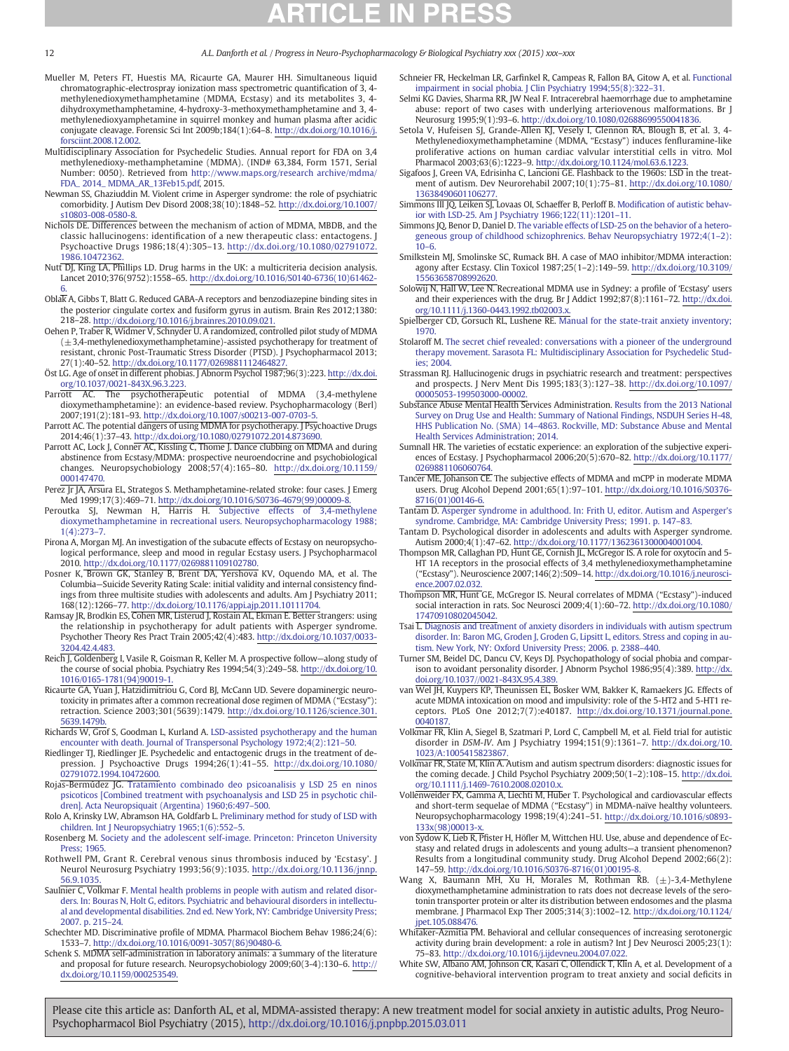Mueller M, Peters FT, Huestis MA, Ricaurte GA, Maurer HH. Simultaneous liquid chromatographic-electrospray ionization mass spectrometric quantification of 3, 4-methylenedioxymethamphetamine (MDMA, Ecstasy) and its metabolites 3, 4-dihydroxymethamphetamine, 4-hydroxy-3-methoxymethamphetamine and 3, 4-methylenedioxyamphetamine in squirrel monkey and human plasma after acidic conjugate cleavage. Forensic Sci Int 2009b;184(1):64–8. http://dx.doi.org/10.1016/j.forsciint.2008.12.002.

Multidisciplinary Association for Psychedelic Studies. Annual report for FDA on 3,4 methylenedioxy-methamphetamine (MDMA). (IND# 63,384, Form 1571, Serial Number: 0050). Retrieved from http://www.maps.org/research archive/mdma/FDA_ 2014_ MDMA_AR_13Feb15.pdf, 2015.

Newman SS, Ghaziuddin M. Violent crime in Asperger syndrome: the role of psychiatric comorbidity. J Autism Dev Disord 2008;38(10):1848–52. http://dx.doi.org/10.1007/s10803-008-0580-8.

Nichols DE. Differences between the mechanism of action of MDMA, MBDB, and the classic hallucinogens: identification of a new therapeutic class: entactogens. J Psychoactive Drugs 1986;18(4):305–13. http://dx.doi.org/10.1080/02791072.1986.10472362.

Nutt DJ, King LA, Phillips LD. Drug harms in the UK: a multicriteria decision analysis. Lancet 2010;376(9752):1558–65. http://dx.doi.org/10.1016/S0140-6736(10)61462-6.

Oblak A, Gibbs T, Blatt G. Reduced GABA-A receptors and benzodiazepine binding sites in the posterior cingulate cortex and fusiform gyrus in autism. Brain Res 2012;1380:218–28. http://dx.doi.org/10.1016/j.brainres.2010.09.021.

Oehen P, Traber R, Widmer V, Schnyder U. A randomized, controlled pilot study of MDMA (±3,4-methylenedioxymethamphetamine)-assisted psychotherapy for treatment of resistant, chronic Post-Traumatic Stress Disorder (PTSD). J Psychopharmacol 2013;27(1):40–52. http://dx.doi.org/10.1177/0269881112464827.

Öst LG. Age of onset in different phobias. J Abnorm Psychol 1987;96(3):223. http://dx.doi.org/10.1037/0021-843X.96.3.223.

Parrott AC. The psychotherapeutic potential of MDMA (3,4-methylene dioxymethamphetamine): an evidence-based review. Psychopharmacology (Berl) 2007;191(2):181–93. http://dx.doi.org/10.1007/s00213-007-0703-5.

Parrott AC. The potential dangers of using MDMA for psychotherapy. J Psychoactive Drugs 2014;46(1):37–43. http://dx.doi.org/10.1080/02791072.2014.873690.

Parrott AC, Lock J, Conner AC, Kissling C, Thome J. Dance clubbing on MDMA and during abstinence from Ecstasy/MDMA: prospective neuroendocrine and psychobiological changes. Neuropsychobiology 2008;57(4):165–80. http://dx.doi.org/10.1159/000147470.

Perez Jr JA, Arsura EL, Strategos S. Methamphetamine-related stroke: four cases. J Emerg Med 1999;17(3):469–71. http://dx.doi.org/10.1016/S0736-4679(99)00009-8.

Peroutka SJ, Newman H, Harris H. Subjective effects of 3,4-methylene dioxymethamphetamine in recreational users. Neuropsychopharmacology 1988;1(4):273–7.

Pirona A, Morgan MJ. An investigation of the subacute effects of Ecstasy on neuropsychological performance, sleep and mood in regular Ecstasy users. J Psychopharmacol 2010. http://dx.doi.org/10.1177/0269881109102780.

Posner K, Brown GK, Stanley B, Brent DA, Yershova KV, Oquendo MA, et al. The Columbia—Suicide Severity Rating Scale: initial validity and internal consistency findings from three multisite studies with adolescents and adults. Am J Psychiatry 2011;168(12):1266–77. http://dx.doi.org/10.1176/appi.ajp.2011.10111704.

Ramsay JR, Brodkin ES, Cohen MR, Listerud J, Rostain AL, Ekman E. Better strangers: using the relationship in psychotherapy for adult patients with Asperger syndrome. Psychother Theory Res Pract Train 2005;42(4):483. http://dx.doi.org/10.1037/0033-3204.42.4.483.

Reich J, Goldenberg I, Vasile R, Goisman R, Keller M. A prospective follow—along study of the course of social phobia. Psychiatry Res 1994;54(3):249–58. http://dx.doi.org/10.1016/0165-1781(94)90019-1.

Ricaurte GA, Yuan J, Hatzidimitriou G, Cord BJ, McCann UD. Severe dopaminergic neurotoxicity in primates after a common recreational dose regimen of MDMA ("Ecstasy"): retraction. Science 2003;301(5639):1479. http://dx.doi.org/10.1126/science.301.5639.1479b.

Richards W, Grof S, Goodman L, Kurland A. LSD-assisted psychotherapy and the human encounter with death. Journal of Transpersonal Psychology 1972;4(2):121–50.

Riedlinger TJ, Riedlinger JE. Psychedelic and entactogenic drugs in the treatment of depression. J Psychoactive Drugs 1994;26(1):41–55. http://dx.doi.org/10.1080/02791072.1994.10472600.

Rojas-Bermúdez JG. Tratamiento combinado deo psicoanalisis y LSD 25 en ninos psicoticos [Combined treatment with psychoanalysis and LSD 25 in psychotic children]. Acta Neuropsiquait (Argentina) 1960;6:497–500.

Rolo A, Krinsky LW, Abramson HA, Goldfarb L. Preliminary method for study of LSD with children. Int J Neuropsychiatry 1965;1(6):552–5.

Rosenberg M. Society and the adolescent self-image. Princeton: Princeton University Press; 1965.

Rothwell PM, Grant R. Cerebral venous sinus thrombosis induced by 'Ecstasy'. J Neurol Neurosurg Psychiatry 1993;56(9):1035. http://dx.doi.org/10.1136/jnnp.56.9.1035.

Saulnier C, Volkmar F. Mental health problems in people with autism and related disorders. In: Bouras N, Holt G, editors. Psychiatric and behavioural disorders in intellectual and developmental disabilities. 2nd ed. New York, NY: Cambridge University Press; 2007. p. 215–24.

Schechter MD. Discriminative profile of MDMA. Pharmacol Biochem Behav 1986;24(6):1533–7. http://dx.doi.org/10.1016/0091-3057(86)90480-6.

Schenk S. MDMA self-administration in laboratory animals: a summary of the literature and proposal for future research. Neuropsychobiology 2009;60(3-4):130–6. http://dx.doi.org/10.1159/000253549.

Schneier FR, Heckelman LR, Garfinkel R, Campeas R, Fallon BA, Gitow A, et al. Functional impairment in social phobia. J Clin Psychiatry 1994;55(8):322–31.

Selmi KG Davies, Sharma RR, JW Neal F. Intracerebral haemorrhage due to amphetamine abuse: report of two cases with underlying arteriovenous malformations. Br J Neurosurg 1995;9(1):93–6. http://dx.doi.org/10.1080/02688699550041836.

Setola V, Hufeisen SJ, Grande-Allen KJ, Vesely I, Glennon RA, Blough B, et al. 3, 4-Methylenedioxymethamphetamine (MDMA, "Ecstasy") induces fenfluramine-like proliferative actions on human cardiac valvular interstitial cells in vitro. Mol Pharmacol 2003;63(6):1223–9. http://dx.doi.org/10.1124/mol.63.6.1223.

Sigafoos J, Green VA, Edrisinha C, Lancioni GE. Flashback to the 1960s: LSD in the treatment of autism. Dev Neurorehabil 2007;10(1):75–81. http://dx.doi.org/10.1080/13638490601106277.

Simmons III JQ, Leiken SJ, Lovaas OI, Schaeffer B, Perloff B. Modification of autistic behavior with LSD-25. Am J Psychiatry 1966;122(11):1201–11.

Simmons JQ, Benor D, Daniel D. The variable effects of LSD-25 on the behavior of a heterogeneous group of childhood schizophrenics. Behav Neuropsychiatry 1972;4(1–2):10–6.

Smilkstein MJ, Smolinske SC, Rumack BH. A case of MAO inhibitor/MDMA interaction: agony after Ecstasy. Clin Toxicol 1987;25(1–2):149–59. http://dx.doi.org/10.3109/15563658708992620.

Solowij N, Hall W, Lee N. Recreational MDMA use in Sydney: a profile of 'Ecstasy' users and their experiences with the drug. Br J Addict 1992;87(8):1161–72. http://dx.doi.org/10.1111/j.1360-0443.1992.tb02003.x.

Spielberger CD, Gorsuch RL, Lushene RE. Manual for the state-trait anxiety inventory; 1970.

Stolaroff M. The secret chief revealed: conversations with a pioneer of the underground therapy movement. Sarasota FL: Multidisciplinary Association for Psychedelic Studies; 2004.

Strassman RJ. Hallucinogenic drugs in psychiatric research and treatment: perspectives and prospects. J Nerv Ment Dis 1995;183(3):127–38. http://dx.doi.org/10.1097/00005053-199503000-00002.

Substance Abuse Mental Health Services Administration. Results from the 2013 National Survey on Drug Use and Health: Summary of National Findings, NSDUH Series H-48, HHS Publication No. (SMA) 14–4863. Rockville, MD: Substance Abuse and Mental Health Services Administration; 2014.

Sumnall HR. The varieties of ecstatic experience: an exploration of the subjective experiences of Ecstasy. J Psychopharmacol 2006;20(5):670–82. http://dx.doi.org/10.1177/0269881106060764.

Tancer ME, Johanson CE. The subjective effects of MDMA and mCPP in moderate MDMA users. Drug Alcohol Depend 2001;65(1):97–101. http://dx.doi.org/10.1016/S0376-8716(01)00146-6.

Tantam D. Asperger syndrome in adulthood. In: Frith U, editor. Autism and Asperger's syndrome. Cambridge, MA: Cambridge University Press; 1991. p. 147–83.

Tantam D. Psychological disorder in adolescents and adults with Asperger syndrome. Autism 2000;4(1):47–62. http://dx.doi.org/10.1177/1362361300004001004.

Thompson MR, Callaghan PD, Hunt GE, Cornish JL, McGregor IS. A role for oxytocin and 5-HT 1A receptors in the prosocial effects of 3,4 methylenedioxymethamphetamine ("Ecstasy"). Neuroscience 2007;146(2):509–14. http://dx.doi.org/10.1016/j.neuroscience.2007.02.032.

Thompson MR, Hunt GE, McGregor IS. Neural correlates of MDMA ("Ecstasy")-induced social interaction in rats. Soc Neurosci 2009;4(1):60–72. http://dx.doi.org/10.1080/17470910802045042.

Tsai L. Diagnosis and treatment of anxiety disorders in individuals with autism spectrum disorder. In: Baron MG, Groden J, Groden G, Lipsitt L, editors. Stress and coping in autism. New York, NY: Oxford University Press; 2006. p. 2388–440.

Turner SM, Beidel DC, Dancu CV, Keys DJ. Psychopathology of social phobia and comparison to avoidant personality disorder. J Abnorm Psychol 1986;95(4):389. http://dx.doi.org/10.1037//0021-843X.95.4.389.

van Wel JH, Kuypers KP, Theunissen EL, Bosker WM, Bakker K, Ramaekers JG. Effects of acute MDMA intoxication on mood and impulsivity: role of the 5-HT2 and 5-HT1 receptors. PLoS One 2012;7(7):e40187. http://dx.doi.org/10.1371/journal.pone.0040187.

Volkmar FR, Klin A, Siegel B, Szatmari P, Lord C, Campbell M, et al. Field trial for autistic disorder in *DSM-IV*. Am J Psychiatry 1994;151(9):1361–7. http://dx.doi.org/10.1023/A:1005415823867.

Volkmar FR, State M, Klin A. Autism and autism spectrum disorders: diagnostic issues for the coming decade. J Child Psychol Psychiatry 2009;50(1–2):108–15. http://dx.doi.org/10.1111/j.1469-7610.2008.02010.x.

Vollenweider FX, Gamma A, Liechti M, Huber T. Psychological and cardiovascular effects and short-term sequelae of MDMA ("Ecstasy") in MDMA-naïve healthy volunteers. Neuropsychopharmacology 1998;19(4):241–51. http://dx.doi.org/10.1016/s0893-133x(98)00013-x.

von Sydow K, Lieb R, Pfister H, Höfler M, Wittchen HU. Use, abuse and dependence of Ecstasy and related drugs in adolescents and young adults—a transient phenomenon? Results from a longitudinal community study. Drug Alcohol Depend 2002;66(2):147–59. http://dx.doi.org/10.1016/S0376-8716(01)00195-8.

Wang X, Baumann MH, Xu H, Morales M, Rothman RB. (±)-3,4-Methylene dioxymethamphetamine administration to rats does not decrease levels of the serotonin transporter protein or alter its distribution between endosomes and the plasma membrane. J Pharmacol Exp Ther 2005;314(3):1002–12. http://dx.doi.org/10.1124/jpet.105.088476.

Whitaker-Azmitia PM. Behavioral and cellular consequences of increasing serotonergic activity during brain development: a role in autism? Int J Dev Neurosci 2005;23(1):75–83. http://dx.doi.org/10.1016/j.ijdevneu.2004.07.022.

White SW, Albano AM, Johnson CR, Kasari C, Ollendick T, Klin A, et al. Development of a cognitive-behavioral intervention program to treat anxiety and social deficits in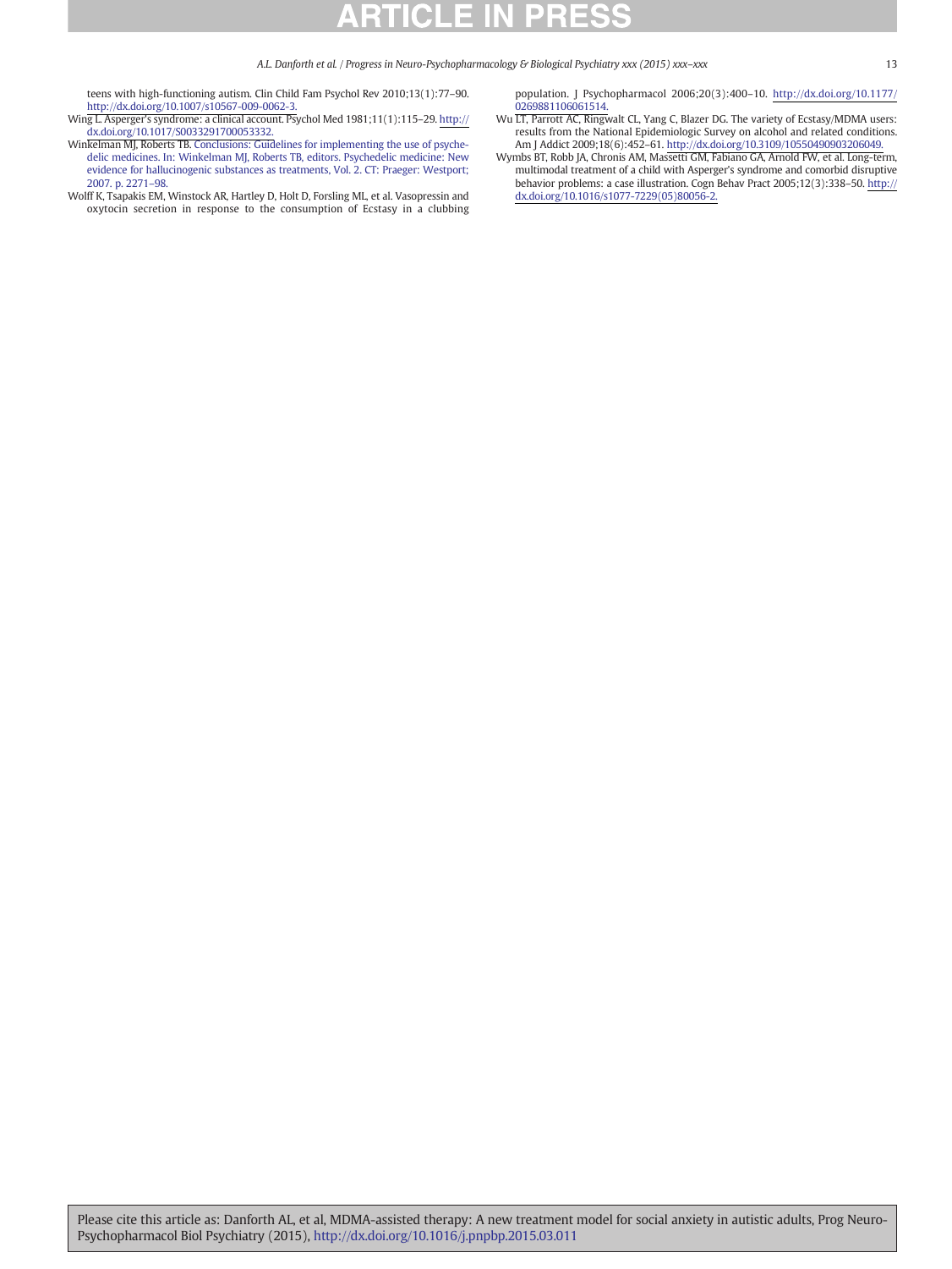teens with high-functioning autism. Clin Child Fam Psychol Rev 2010;13(1):77–90. http://dx.doi.org/10.1007/s10567-009-0062-3.

Wing L. Asperger's syndrome: a clinical account. Psychol Med 1981;11(1):115–29. http://dx.doi.org/10.1017/S0033291700053332.

Winkelman MJ, Roberts TB. Conclusions: Guidelines for implementing the use of psychedelic medicines. In: Winkelman MJ, Roberts TB, editors. Psychedelic medicine: New evidence for hallucinogenic substances as treatments, Vol. 2. CT: Praeger: Westport; 2007. p. 2271–98.

Wolff K, Tsapakis EM, Winstock AR, Hartley D, Holt D, Forsling ML, et al. Vasopressin and oxytocin secretion in response to the consumption of Ecstasy in a clubbing population. J Psychopharmacol 2006;20(3):400–10. http://dx.doi.org/10.1177/0269881106061514.

Wu LT, Parrott AC, Ringwalt CL, Yang C, Blazer DG. The variety of Ecstasy/MDMA users: results from the National Epidemiologic Survey on alcohol and related conditions. Am J Addict 2009;18(6):452–61. http://dx.doi.org/10.3109/10550490903206049.

Wymbs BT, Robb JA, Chronis AM, Massetti GM, Fabiano GA, Arnold FW, et al. Long-term, multimodal treatment of a child with Asperger's syndrome and comorbid disruptive behavior problems: a case illustration. Cogn Behav Pract 2005;12(3):338–50. http://dx.doi.org/10.1016/s1077-7229(05)80056-2.

Please cite this article as: Danforth AL, et al, MDMA-assisted therapy: A new treatment model for social anxiety in autistic adults, Prog Neuro-Psychopharmacol Biol Psychiatry (2015), http://dx.doi.org/10.1016/j.pnpbp.2015.03.011